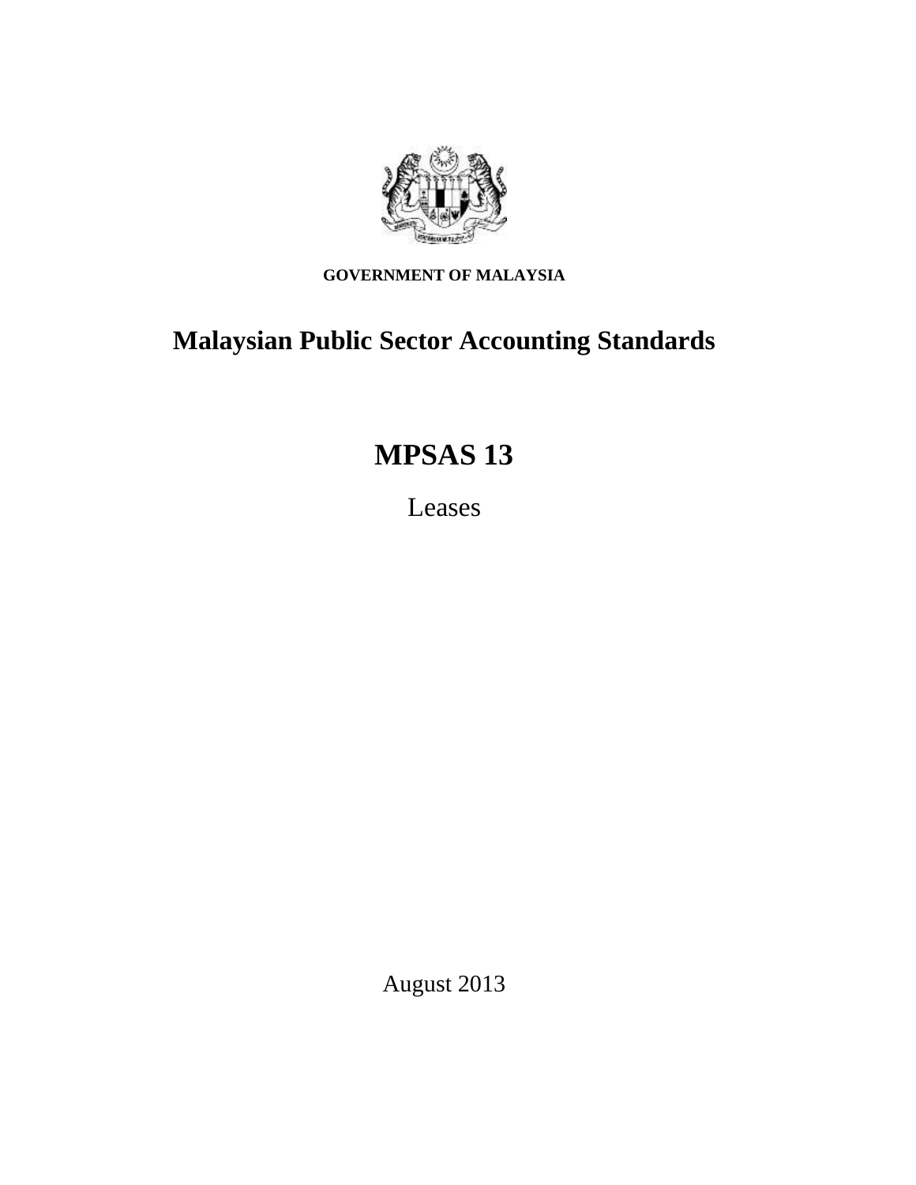**GOVERNMENT OF MALAYSIA**

# Malaysian Public Sector Accounting Standards

# MPSAS 13

Leases

August 2013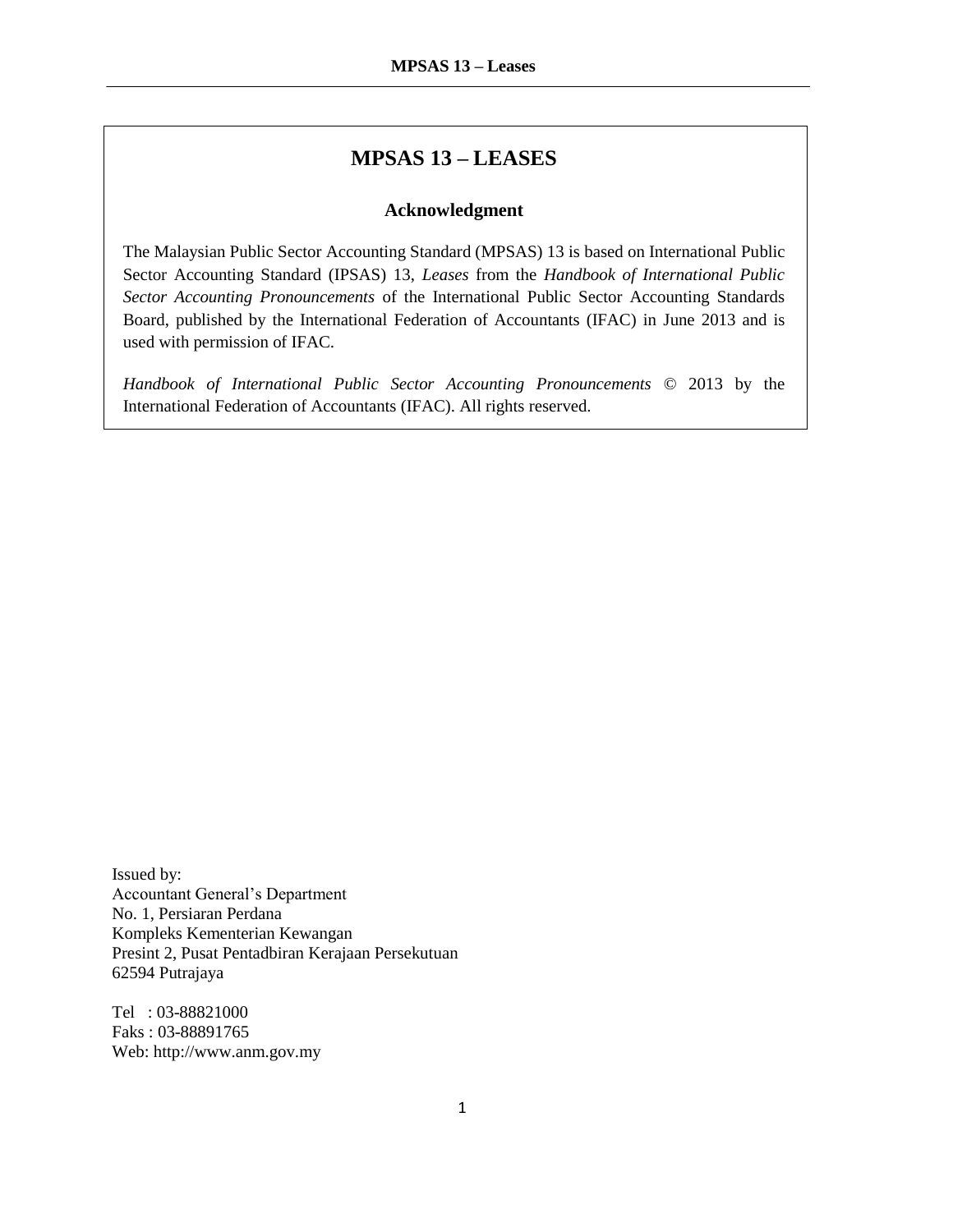# MPSAS 13 – LEASES

## Acknowledgment

The Malaysian Public Sector Accounting Standard (MPSAS) 13 is based on International Public Sector Accounting Standard (IPSAS) 13, *Leases* from the *Handbook of International Public Sector Accounting Pronouncements* of the International Public Sector Accounting Standards Board, published by the International Federation of Accountants (IFAC) in June 2013 and is used with permission of IFAC.

*Handbook of International Public Sector Accounting Pronouncements* © 2013 by the International Federation of Accountants (IFAC). All rights reserved.

Issued by:
Accountant General's Department
No. 1, Persiaran Perdana
Kompleks Kementerian Kewangan
Presint 2, Pusat Pentadbiran Kerajaan Persekutuan
62594 Putrajaya

Tel : 03-88821000
Faks : 03-88891765
Web: http://www.anm.gov.my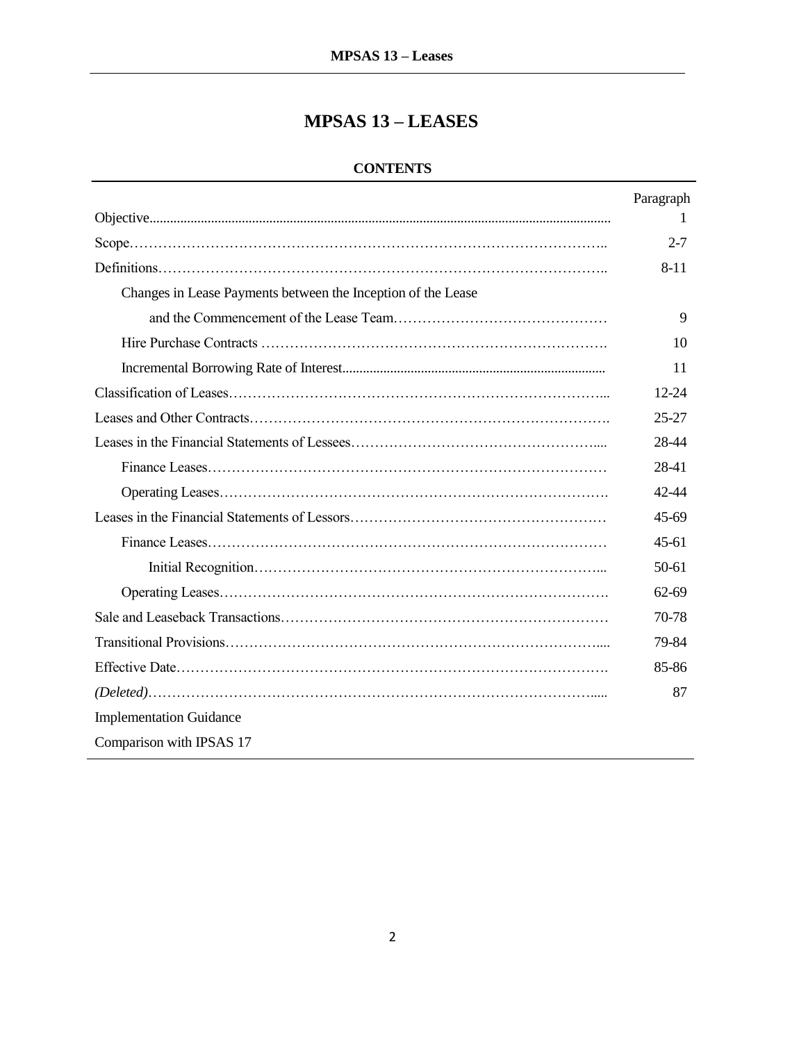# MPSAS 13 – LEASES

## CONTENTS

| | Paragraph |
|---|---|
| Objective | 1 |
| Scope | 2-7 |
| Definitions | 8-11 |
| Changes in Lease Payments between the Inception of the Lease and the Commencement of the Lease Team | 9 |
| Hire Purchase Contracts | 10 |
| Incremental Borrowing Rate of Interest | 11 |
| Classification of Leases | 12-24 |
| Leases and Other Contracts | 25-27 |
| Leases in the Financial Statements of Lessees | 28-44 |
| Finance Leases | 28-41 |
| Operating Leases | 42-44 |
| Leases in the Financial Statements of Lessors | 45-69 |
| Finance Leases | 45-61 |
| Initial Recognition | 50-61 |
| Operating Leases | 62-69 |
| Sale and Leaseback Transactions | 70-78 |
| Transitional Provisions | 79-84 |
| Effective Date | 85-86 |
| *(Deleted)* | 87 |
| Implementation Guidance | |
| Comparison with IPSAS 17 | |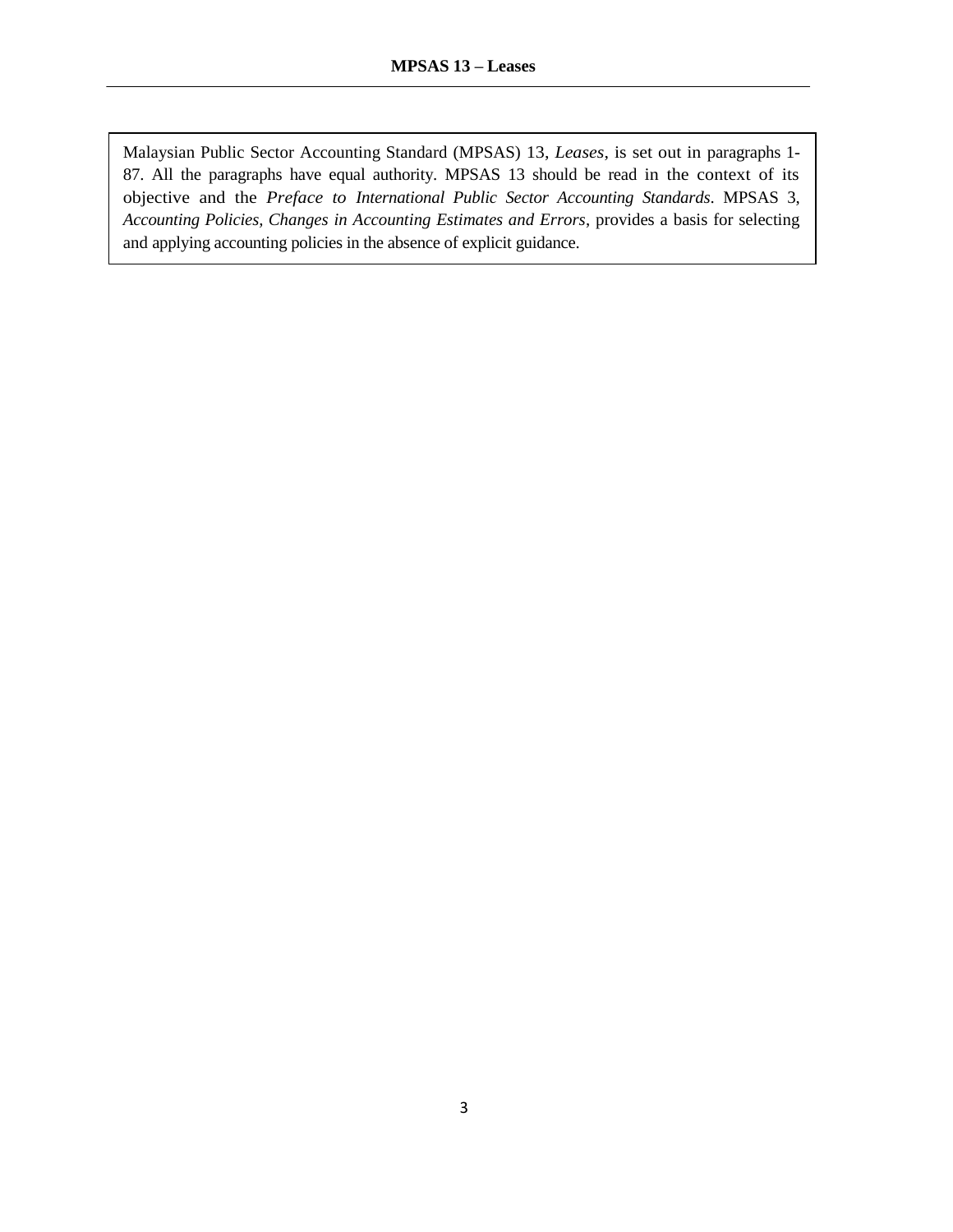Malaysian Public Sector Accounting Standard (MPSAS) 13, *Leases*, is set out in paragraphs 1-87. All the paragraphs have equal authority. MPSAS 13 should be read in the context of its objective and the *Preface to International Public Sector Accounting Standards*. MPSAS 3, *Accounting Policies, Changes in Accounting Estimates and Errors*, provides a basis for selecting and applying accounting policies in the absence of explicit guidance.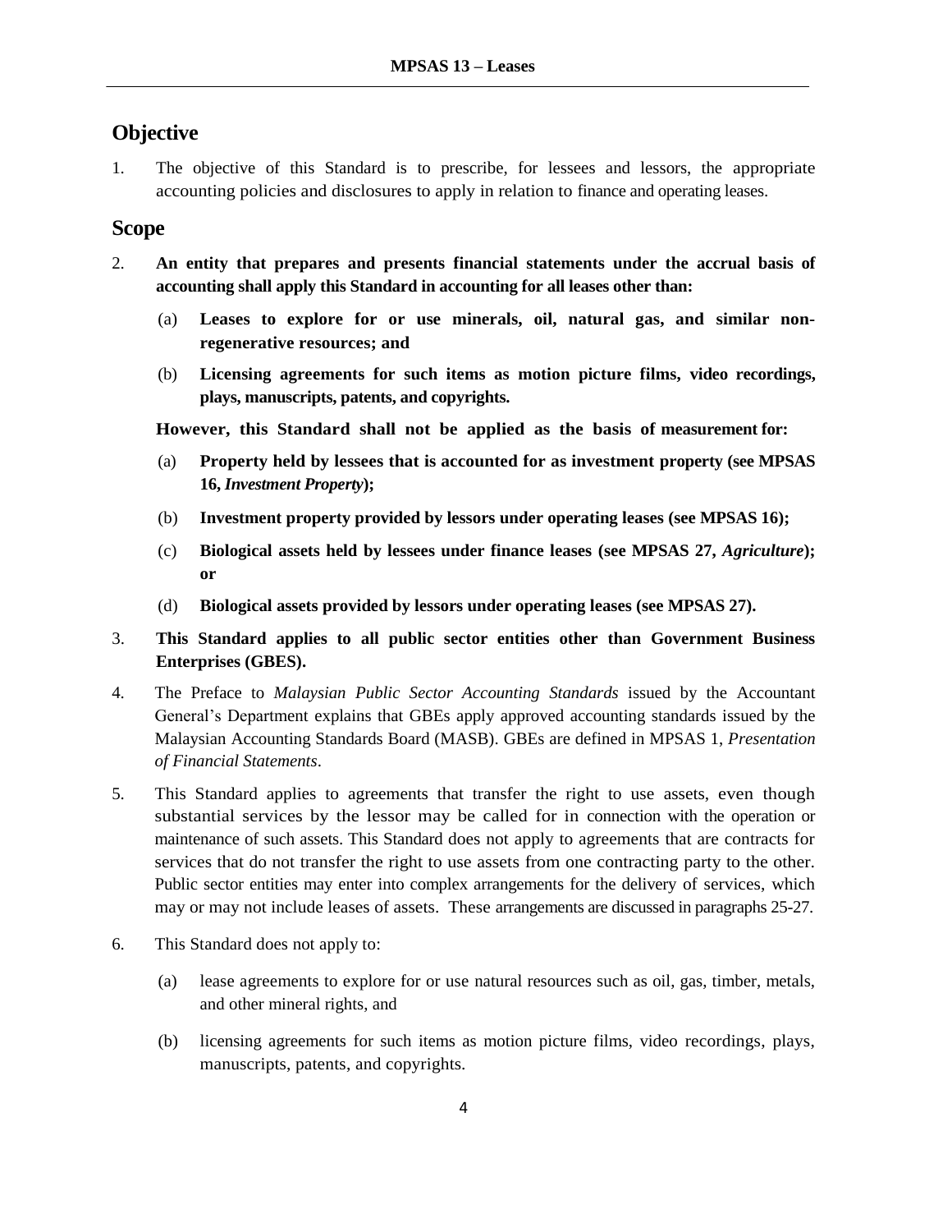## Objective

1. The objective of this Standard is to prescribe, for lessees and lessors, the appropriate accounting policies and disclosures to apply in relation to finance and operating leases.

## Scope

2. **An entity that prepares and presents financial statements under the accrual basis of accounting shall apply this Standard in accounting for all leases other than:**

   (a) **Leases to explore for or use minerals, oil, natural gas, and similar non-regenerative resources; and**

   (b) **Licensing agreements for such items as motion picture films, video recordings, plays, manuscripts, patents, and copyrights.**

   **However, this Standard shall not be applied as the basis of measurement for:**

   (a) **Property held by lessees that is accounted for as investment property (see MPSAS 16, *Investment Property*);**

   (b) **Investment property provided by lessors under operating leases (see MPSAS 16);**

   (c) **Biological assets held by lessees under finance leases (see MPSAS 27, *Agriculture*); or**

   (d) **Biological assets provided by lessors under operating leases (see MPSAS 27).**

3. **This Standard applies to all public sector entities other than Government Business Enterprises (GBES).**

4. The Preface to *Malaysian Public Sector Accounting Standards* issued by the Accountant General's Department explains that GBEs apply approved accounting standards issued by the Malaysian Accounting Standards Board (MASB). GBEs are defined in MPSAS 1, *Presentation of Financial Statements*.

5. This Standard applies to agreements that transfer the right to use assets, even though substantial services by the lessor may be called for in connection with the operation or maintenance of such assets. This Standard does not apply to agreements that are contracts for services that do not transfer the right to use assets from one contracting party to the other. Public sector entities may enter into complex arrangements for the delivery of services, which may or may not include leases of assets. These arrangements are discussed in paragraphs 25-27.

6. This Standard does not apply to:

   (a) lease agreements to explore for or use natural resources such as oil, gas, timber, metals, and other mineral rights, and

   (b) licensing agreements for such items as motion picture films, video recordings, plays, manuscripts, patents, and copyrights.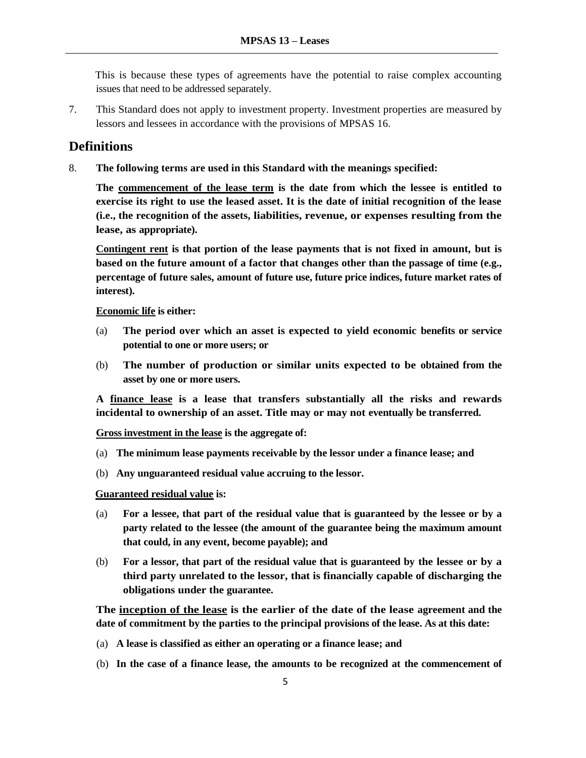This is because these types of agreements have the potential to raise complex accounting issues that need to be addressed separately.

7. This Standard does not apply to investment property. Investment properties are measured by lessors and lessees in accordance with the provisions of MPSAS 16.

## Definitions

8. **The following terms are used in this Standard with the meanings specified:**

   **The commencement of the lease term is the date from which the lessee is entitled to exercise its right to use the leased asset. It is the date of initial recognition of the lease (i.e., the recognition of the assets, liabilities, revenue, or expenses resulting from the lease, as appropriate).**

   **Contingent rent is that portion of the lease payments that is not fixed in amount, but is based on the future amount of a factor that changes other than the passage of time (e.g., percentage of future sales, amount of future use, future price indices, future market rates of interest).**

   **Economic life is either:**

   (a) **The period over which an asset is expected to yield economic benefits or service potential to one or more users; or**

   (b) **The number of production or similar units expected to be obtained from the asset by one or more users.**

   **A finance lease is a lease that transfers substantially all the risks and rewards incidental to ownership of an asset. Title may or may not eventually be transferred.**

   **Gross investment in the lease is the aggregate of:**

   (a) **The minimum lease payments receivable by the lessor under a finance lease; and**

   (b) **Any unguaranteed residual value accruing to the lessor.**

   **Guaranteed residual value is:**

   (a) **For a lessee, that part of the residual value that is guaranteed by the lessee or by a party related to the lessee (the amount of the guarantee being the maximum amount that could, in any event, become payable); and**

   (b) **For a lessor, that part of the residual value that is guaranteed by the lessee or by a third party unrelated to the lessor, that is financially capable of discharging the obligations under the guarantee.**

   **The inception of the lease is the earlier of the date of the lease agreement and the date of commitment by the parties to the principal provisions of the lease. As at this date:**

   (a) **A lease is classified as either an operating or a finance lease; and**

   (b) **In the case of a finance lease, the amounts to be recognized at the commencement of**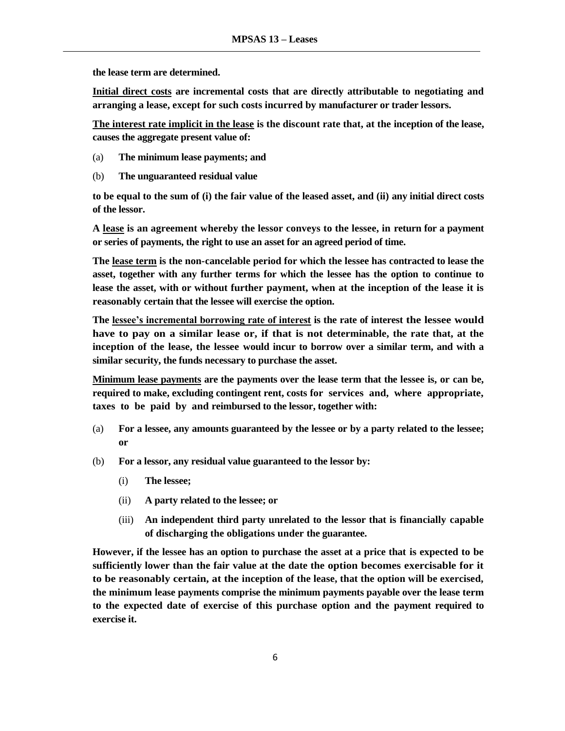**the lease term are determined.**

**Initial direct costs are incremental costs that are directly attributable to negotiating and arranging a lease, except for such costs incurred by manufacturer or trader lessors.**

**The interest rate implicit in the lease is the discount rate that, at the inception of the lease, causes the aggregate present value of:**

(a) **The minimum lease payments; and**

(b) **The unguaranteed residual value**

**to be equal to the sum of (i) the fair value of the leased asset, and (ii) any initial direct costs of the lessor.**

**A lease is an agreement whereby the lessor conveys to the lessee, in return for a payment or series of payments, the right to use an asset for an agreed period of time.**

**The lease term is the non-cancelable period for which the lessee has contracted to lease the asset, together with any further terms for which the lessee has the option to continue to lease the asset, with or without further payment, when at the inception of the lease it is reasonably certain that the lessee will exercise the option.**

**The lessee's incremental borrowing rate of interest is the rate of interest the lessee would have to pay on a similar lease or, if that is not determinable, the rate that, at the inception of the lease, the lessee would incur to borrow over a similar term, and with a similar security, the funds necessary to purchase the asset.**

**Minimum lease payments are the payments over the lease term that the lessee is, or can be, required to make, excluding contingent rent, costs for services and, where appropriate, taxes to be paid by and reimbursed to the lessor, together with:**

(a) **For a lessee, any amounts guaranteed by the lessee or by a party related to the lessee; or**

(b) **For a lessor, any residual value guaranteed to the lessor by:**

  (i) **The lessee;**

  (ii) **A party related to the lessee; or**

  (iii) **An independent third party unrelated to the lessor that is financially capable of discharging the obligations under the guarantee.**

**However, if the lessee has an option to purchase the asset at a price that is expected to be sufficiently lower than the fair value at the date the option becomes exercisable for it to be reasonably certain, at the inception of the lease, that the option will be exercised, the minimum lease payments comprise the minimum payments payable over the lease term to the expected date of exercise of this purchase option and the payment required to exercise it.**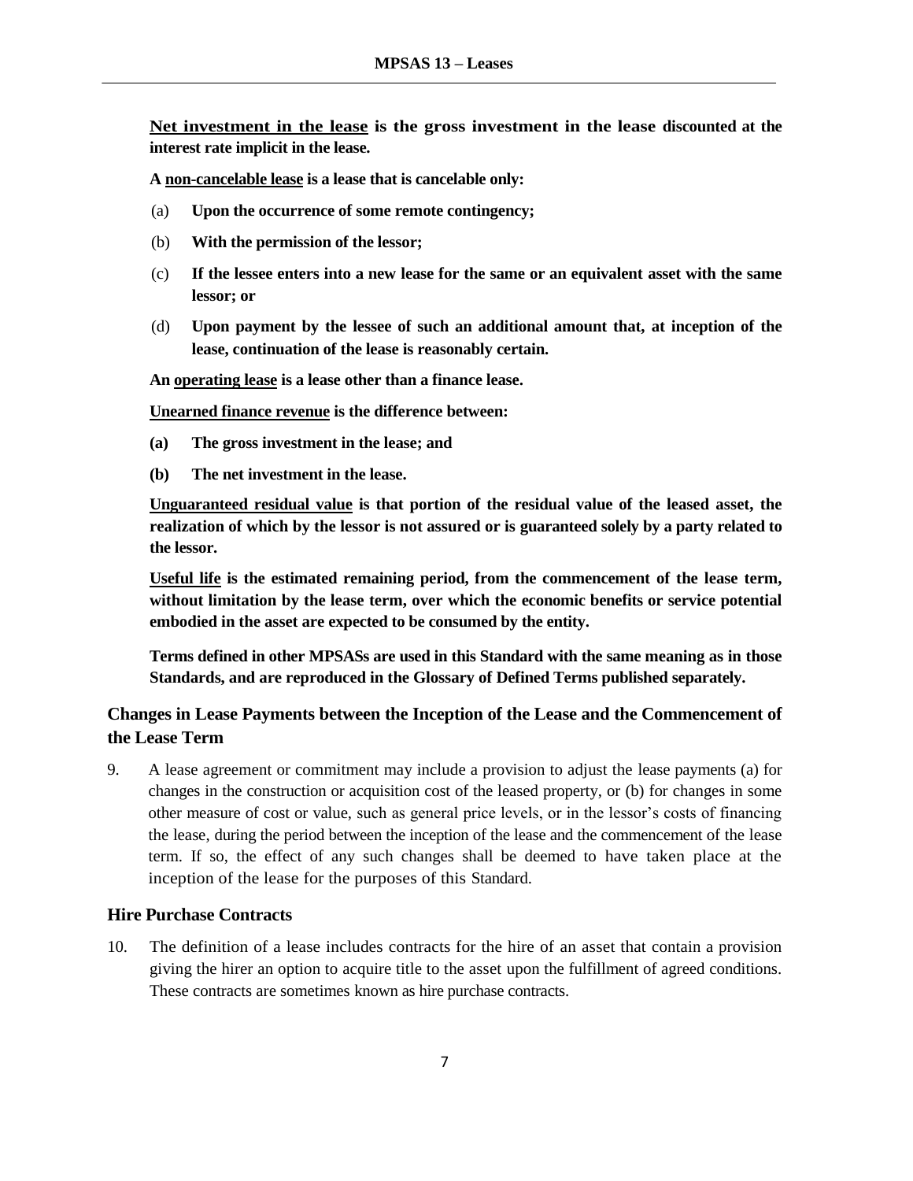**<u>Net investment in the lease</u> is the gross investment in the lease discounted at the interest rate implicit in the lease.**

**A <u>non-cancelable lease</u> is a lease that is cancelable only:**

(a) **Upon the occurrence of some remote contingency;**

(b) **With the permission of the lessor;**

(c) **If the lessee enters into a new lease for the same or an equivalent asset with the same lessor; or**

(d) **Upon payment by the lessee of such an additional amount that, at inception of the lease, continuation of the lease is reasonably certain.**

**An <u>operating lease</u> is a lease other than a finance lease.**

**<u>Unearned finance revenue</u> is the difference between:**

**(a) The gross investment in the lease; and**

**(b) The net investment in the lease.**

**<u>Unguaranteed residual value</u> is that portion of the residual value of the leased asset, the realization of which by the lessor is not assured or is guaranteed solely by a party related to the lessor.**

**<u>Useful life</u> is the estimated remaining period, from the commencement of the lease term, without limitation by the lease term, over which the economic benefits or service potential embodied in the asset are expected to be consumed by the entity.**

**Terms defined in other MPSASs are used in this Standard with the same meaning as in those Standards, and are reproduced in the Glossary of Defined Terms published separately.**

## Changes in Lease Payments between the Inception of the Lease and the Commencement of the Lease Term

9. A lease agreement or commitment may include a provision to adjust the lease payments (a) for changes in the construction or acquisition cost of the leased property, or (b) for changes in some other measure of cost or value, such as general price levels, or in the lessor's costs of financing the lease, during the period between the inception of the lease and the commencement of the lease term. If so, the effect of any such changes shall be deemed to have taken place at the inception of the lease for the purposes of this Standard.

## Hire Purchase Contracts

10. The definition of a lease includes contracts for the hire of an asset that contain a provision giving the hirer an option to acquire title to the asset upon the fulfillment of agreed conditions. These contracts are sometimes known as hire purchase contracts.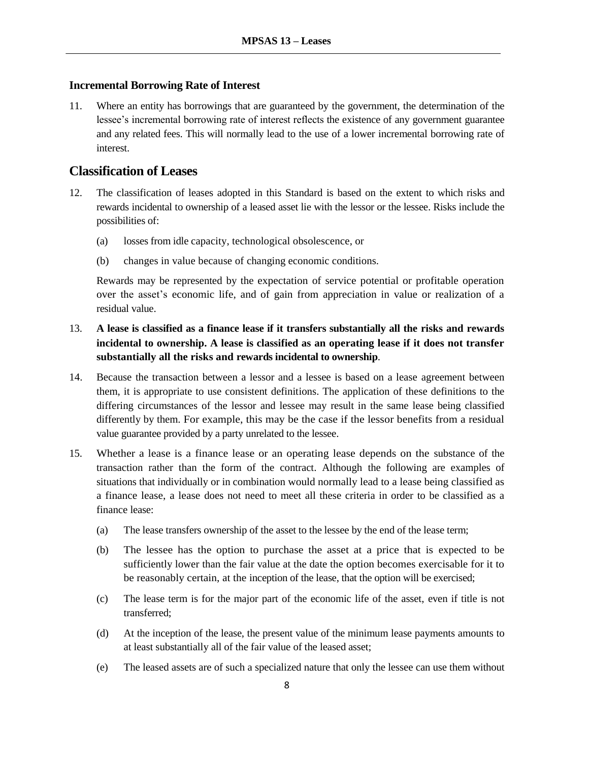### Incremental Borrowing Rate of Interest

11. Where an entity has borrowings that are guaranteed by the government, the determination of the lessee's incremental borrowing rate of interest reflects the existence of any government guarantee and any related fees. This will normally lead to the use of a lower incremental borrowing rate of interest.

## Classification of Leases

12. The classification of leases adopted in this Standard is based on the extent to which risks and rewards incidental to ownership of a leased asset lie with the lessor or the lessee. Risks include the possibilities of:

    (a) losses from idle capacity, technological obsolescence, or

    (b) changes in value because of changing economic conditions.

    Rewards may be represented by the expectation of service potential or profitable operation over the asset's economic life, and of gain from appreciation in value or realization of a residual value.

13. **A lease is classified as a finance lease if it transfers substantially all the risks and rewards incidental to ownership. A lease is classified as an operating lease if it does not transfer substantially all the risks and rewards incidental to ownership**.

14. Because the transaction between a lessor and a lessee is based on a lease agreement between them, it is appropriate to use consistent definitions. The application of these definitions to the differing circumstances of the lessor and lessee may result in the same lease being classified differently by them. For example, this may be the case if the lessor benefits from a residual value guarantee provided by a party unrelated to the lessee.

15. Whether a lease is a finance lease or an operating lease depends on the substance of the transaction rather than the form of the contract. Although the following are examples of situations that individually or in combination would normally lead to a lease being classified as a finance lease, a lease does not need to meet all these criteria in order to be classified as a finance lease:

    (a) The lease transfers ownership of the asset to the lessee by the end of the lease term;

    (b) The lessee has the option to purchase the asset at a price that is expected to be sufficiently lower than the fair value at the date the option becomes exercisable for it to be reasonably certain, at the inception of the lease, that the option will be exercised;

    (c) The lease term is for the major part of the economic life of the asset, even if title is not transferred;

    (d) At the inception of the lease, the present value of the minimum lease payments amounts to at least substantially all of the fair value of the leased asset;

    (e) The leased assets are of such a specialized nature that only the lessee can use them without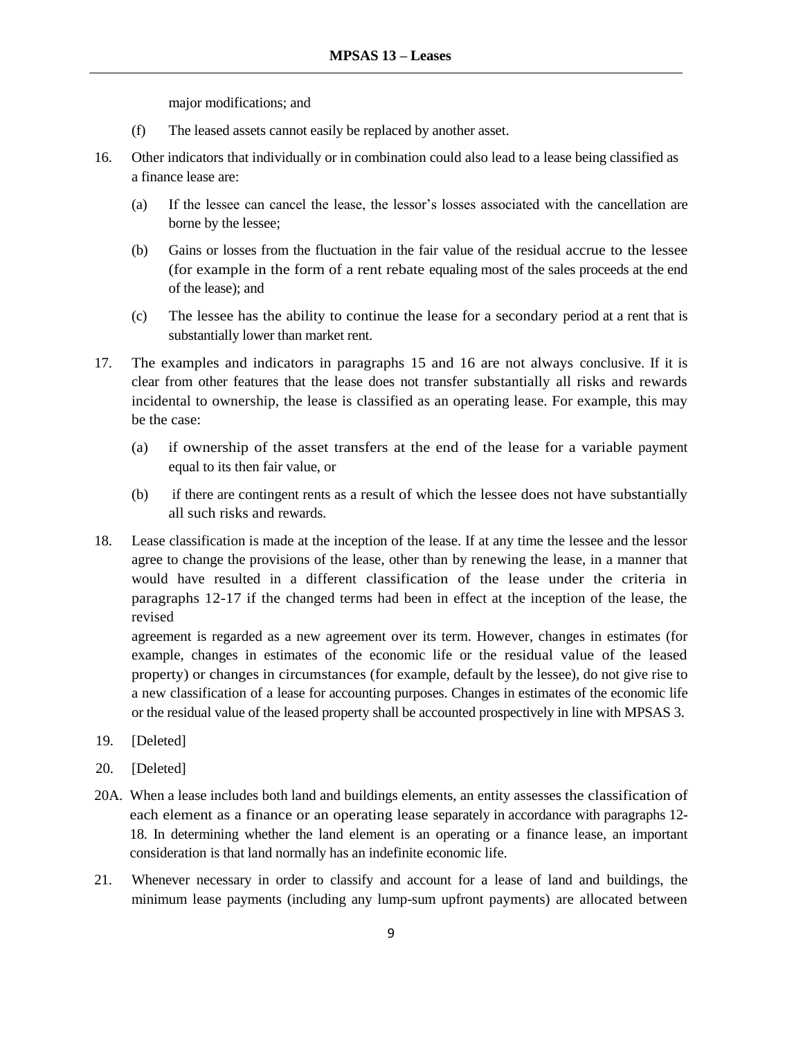major modifications; and

(f) The leased assets cannot easily be replaced by another asset.

16. Other indicators that individually or in combination could also lead to a lease being classified as a finance lease are:

    (a) If the lessee can cancel the lease, the lessor's losses associated with the cancellation are borne by the lessee;

    (b) Gains or losses from the fluctuation in the fair value of the residual accrue to the lessee (for example in the form of a rent rebate equaling most of the sales proceeds at the end of the lease); and

    (c) The lessee has the ability to continue the lease for a secondary period at a rent that is substantially lower than market rent.

17. The examples and indicators in paragraphs 15 and 16 are not always conclusive. If it is clear from other features that the lease does not transfer substantially all risks and rewards incidental to ownership, the lease is classified as an operating lease. For example, this may be the case:

    (a) if ownership of the asset transfers at the end of the lease for a variable payment equal to its then fair value, or

    (b) if there are contingent rents as a result of which the lessee does not have substantially all such risks and rewards.

18. Lease classification is made at the inception of the lease. If at any time the lessee and the lessor agree to change the provisions of the lease, other than by renewing the lease, in a manner that would have resulted in a different classification of the lease under the criteria in paragraphs 12-17 if the changed terms had been in effect at the inception of the lease, the revised agreement is regarded as a new agreement over its term. However, changes in estimates (for example, changes in estimates of the economic life or the residual value of the leased property) or changes in circumstances (for example, default by the lessee), do not give rise to a new classification of a lease for accounting purposes. Changes in estimates of the economic life or the residual value of the leased property shall be accounted prospectively in line with MPSAS 3.

19. [Deleted]

20. [Deleted]

20A. When a lease includes both land and buildings elements, an entity assesses the classification of each element as a finance or an operating lease separately in accordance with paragraphs 12-18. In determining whether the land element is an operating or a finance lease, an important consideration is that land normally has an indefinite economic life.

21. Whenever necessary in order to classify and account for a lease of land and buildings, the minimum lease payments (including any lump-sum upfront payments) are allocated between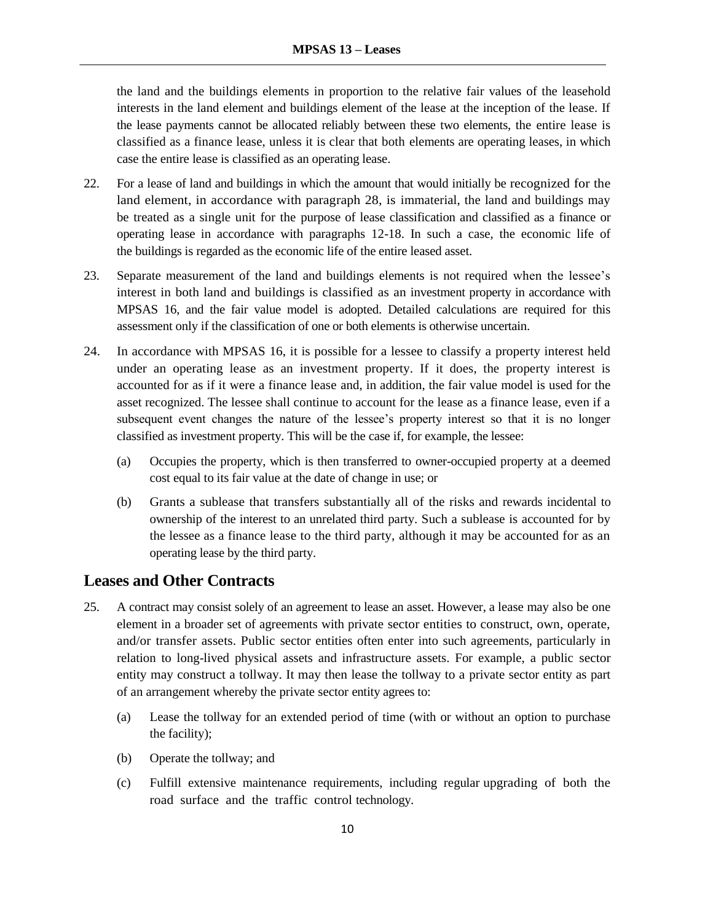the land and the buildings elements in proportion to the relative fair values of the leasehold interests in the land element and buildings element of the lease at the inception of the lease. If the lease payments cannot be allocated reliably between these two elements, the entire lease is classified as a finance lease, unless it is clear that both elements are operating leases, in which case the entire lease is classified as an operating lease.

22. For a lease of land and buildings in which the amount that would initially be recognized for the land element, in accordance with paragraph 28, is immaterial, the land and buildings may be treated as a single unit for the purpose of lease classification and classified as a finance or operating lease in accordance with paragraphs 12-18. In such a case, the economic life of the buildings is regarded as the economic life of the entire leased asset.

23. Separate measurement of the land and buildings elements is not required when the lessee's interest in both land and buildings is classified as an investment property in accordance with MPSAS 16, and the fair value model is adopted. Detailed calculations are required for this assessment only if the classification of one or both elements is otherwise uncertain.

24. In accordance with MPSAS 16, it is possible for a lessee to classify a property interest held under an operating lease as an investment property. If it does, the property interest is accounted for as if it were a finance lease and, in addition, the fair value model is used for the asset recognized. The lessee shall continue to account for the lease as a finance lease, even if a subsequent event changes the nature of the lessee's property interest so that it is no longer classified as investment property. This will be the case if, for example, the lessee:

    (a) Occupies the property, which is then transferred to owner-occupied property at a deemed cost equal to its fair value at the date of change in use; or

    (b) Grants a sublease that transfers substantially all of the risks and rewards incidental to ownership of the interest to an unrelated third party. Such a sublease is accounted for by the lessee as a finance lease to the third party, although it may be accounted for as an operating lease by the third party.

## Leases and Other Contracts

25. A contract may consist solely of an agreement to lease an asset. However, a lease may also be one element in a broader set of agreements with private sector entities to construct, own, operate, and/or transfer assets. Public sector entities often enter into such agreements, particularly in relation to long-lived physical assets and infrastructure assets. For example, a public sector entity may construct a tollway. It may then lease the tollway to a private sector entity as part of an arrangement whereby the private sector entity agrees to:

    (a) Lease the tollway for an extended period of time (with or without an option to purchase the facility);

    (b) Operate the tollway; and

    (c) Fulfill extensive maintenance requirements, including regular upgrading of both the road surface and the traffic control technology.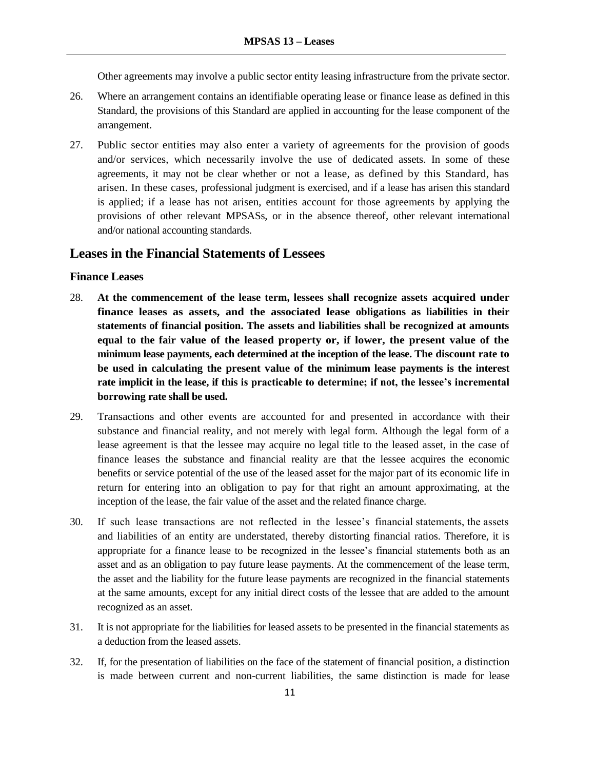Other agreements may involve a public sector entity leasing infrastructure from the private sector.

26. Where an arrangement contains an identifiable operating lease or finance lease as defined in this Standard, the provisions of this Standard are applied in accounting for the lease component of the arrangement.

27. Public sector entities may also enter a variety of agreements for the provision of goods and/or services, which necessarily involve the use of dedicated assets. In some of these agreements, it may not be clear whether or not a lease, as defined by this Standard, has arisen. In these cases, professional judgment is exercised, and if a lease has arisen this standard is applied; if a lease has not arisen, entities account for those agreements by applying the provisions of other relevant MPSASs, or in the absence thereof, other relevant international and/or national accounting standards.

## Leases in the Financial Statements of Lessees

### Finance Leases

28. **At the commencement of the lease term, lessees shall recognize assets acquired under finance leases as assets, and the associated lease obligations as liabilities in their statements of financial position. The assets and liabilities shall be recognized at amounts equal to the fair value of the leased property or, if lower, the present value of the minimum lease payments, each determined at the inception of the lease. The discount rate to be used in calculating the present value of the minimum lease payments is the interest rate implicit in the lease, if this is practicable to determine; if not, the lessee's incremental borrowing rate shall be used.**

29. Transactions and other events are accounted for and presented in accordance with their substance and financial reality, and not merely with legal form. Although the legal form of a lease agreement is that the lessee may acquire no legal title to the leased asset, in the case of finance leases the substance and financial reality are that the lessee acquires the economic benefits or service potential of the use of the leased asset for the major part of its economic life in return for entering into an obligation to pay for that right an amount approximating, at the inception of the lease, the fair value of the asset and the related finance charge.

30. If such lease transactions are not reflected in the lessee's financial statements, the assets and liabilities of an entity are understated, thereby distorting financial ratios. Therefore, it is appropriate for a finance lease to be recognized in the lessee's financial statements both as an asset and as an obligation to pay future lease payments. At the commencement of the lease term, the asset and the liability for the future lease payments are recognized in the financial statements at the same amounts, except for any initial direct costs of the lessee that are added to the amount recognized as an asset.

31. It is not appropriate for the liabilities for leased assets to be presented in the financial statements as a deduction from the leased assets.

32. If, for the presentation of liabilities on the face of the statement of financial position, a distinction is made between current and non-current liabilities, the same distinction is made for lease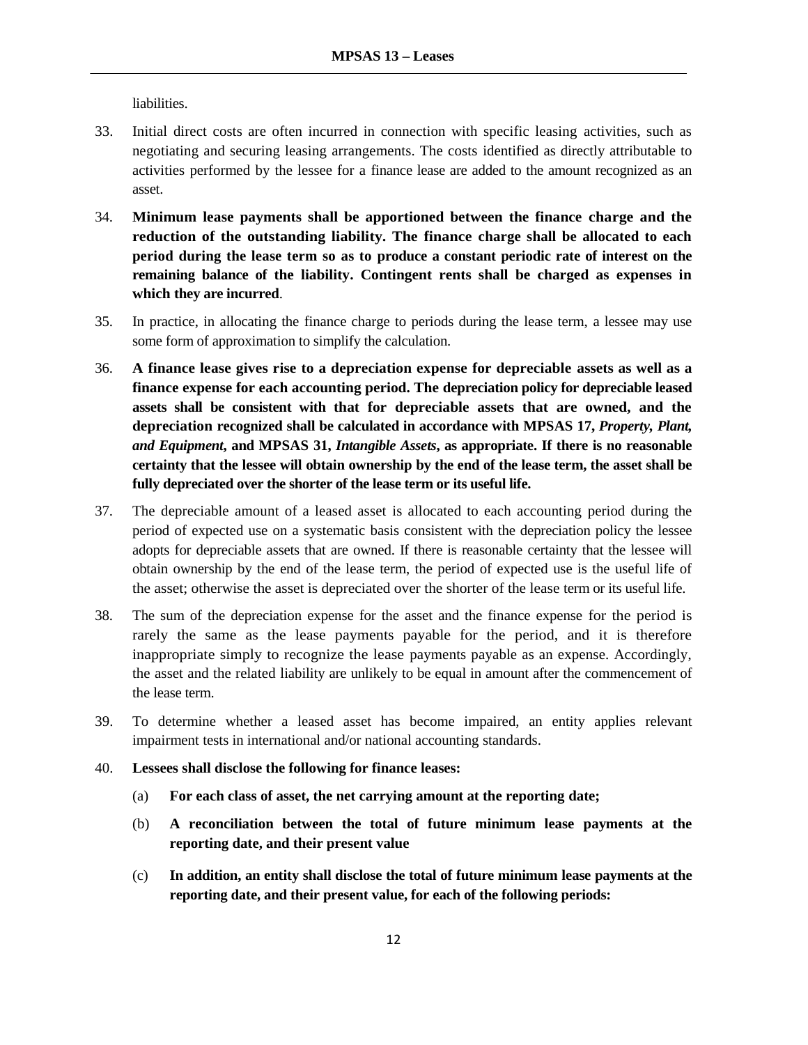liabilities.

33. Initial direct costs are often incurred in connection with specific leasing activities, such as negotiating and securing leasing arrangements. The costs identified as directly attributable to activities performed by the lessee for a finance lease are added to the amount recognized as an asset.

34. **Minimum lease payments shall be apportioned between the finance charge and the reduction of the outstanding liability. The finance charge shall be allocated to each period during the lease term so as to produce a constant periodic rate of interest on the remaining balance of the liability. Contingent rents shall be charged as expenses in which they are incurred**.

35. In practice, in allocating the finance charge to periods during the lease term, a lessee may use some form of approximation to simplify the calculation.

36. **A finance lease gives rise to a depreciation expense for depreciable assets as well as a finance expense for each accounting period. The depreciation policy for depreciable leased assets shall be consistent with that for depreciable assets that are owned, and the depreciation recognized shall be calculated in accordance with MPSAS 17, *Property, Plant, and Equipment*, and MPSAS 31, *Intangible Assets*, as appropriate. If there is no reasonable certainty that the lessee will obtain ownership by the end of the lease term, the asset shall be fully depreciated over the shorter of the lease term or its useful life.**

37. The depreciable amount of a leased asset is allocated to each accounting period during the period of expected use on a systematic basis consistent with the depreciation policy the lessee adopts for depreciable assets that are owned. If there is reasonable certainty that the lessee will obtain ownership by the end of the lease term, the period of expected use is the useful life of the asset; otherwise the asset is depreciated over the shorter of the lease term or its useful life.

38. The sum of the depreciation expense for the asset and the finance expense for the period is rarely the same as the lease payments payable for the period, and it is therefore inappropriate simply to recognize the lease payments payable as an expense. Accordingly, the asset and the related liability are unlikely to be equal in amount after the commencement of the lease term.

39. To determine whether a leased asset has become impaired, an entity applies relevant impairment tests in international and/or national accounting standards.

40. **Lessees shall disclose the following for finance leases:**

    (a) **For each class of asset, the net carrying amount at the reporting date;**

    (b) **A reconciliation between the total of future minimum lease payments at the reporting date, and their present value**

    (c) **In addition, an entity shall disclose the total of future minimum lease payments at the reporting date, and their present value, for each of the following periods:**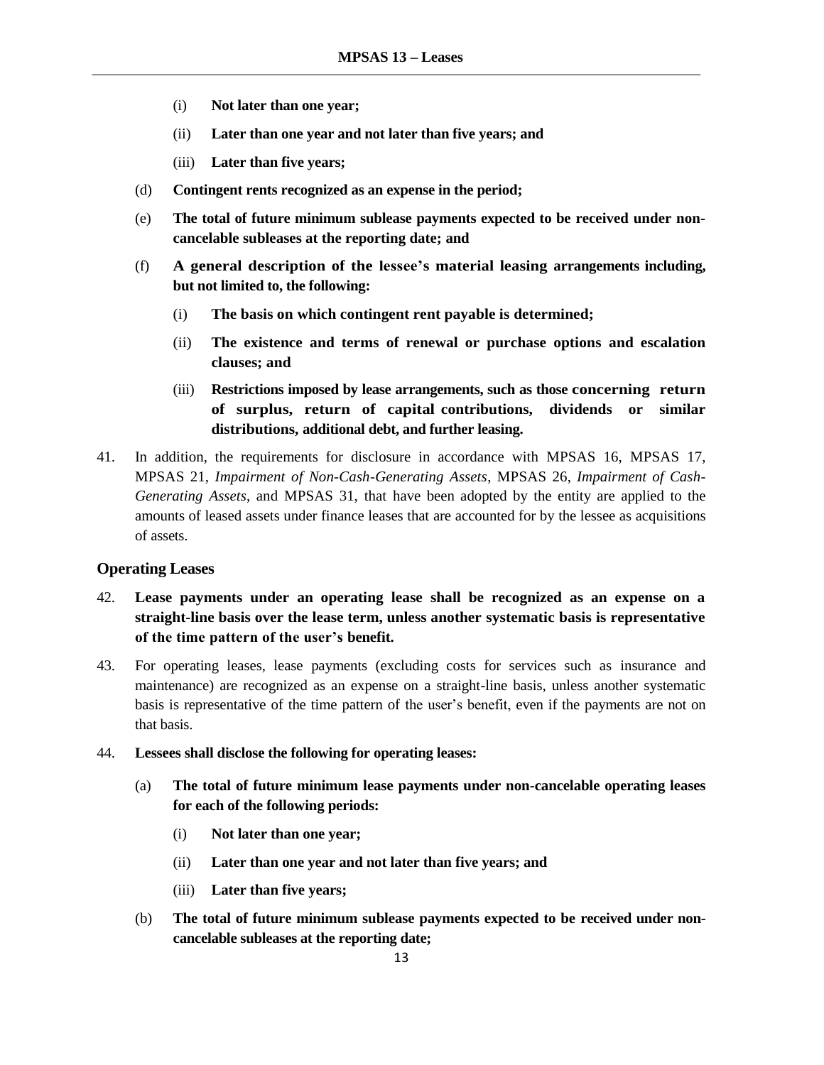(i) **Not later than one year;**

    (ii) **Later than one year and not later than five years; and**

    (iii) **Later than five years;**

(d) **Contingent rents recognized as an expense in the period;**

(e) **The total of future minimum sublease payments expected to be received under non-cancelable subleases at the reporting date; and**

(f) **A general description of the lessee's material leasing arrangements including, but not limited to, the following:**

    (i) **The basis on which contingent rent payable is determined;**

    (ii) **The existence and terms of renewal or purchase options and escalation clauses; and**

    (iii) **Restrictions imposed by lease arrangements, such as those concerning return of surplus, return of capital contributions, dividends or similar distributions, additional debt, and further leasing.**

41. In addition, the requirements for disclosure in accordance with MPSAS 16, MPSAS 17, MPSAS 21, *Impairment of Non-Cash-Generating Assets*, MPSAS 26, *Impairment of Cash-Generating Assets*, and MPSAS 31, that have been adopted by the entity are applied to the amounts of leased assets under finance leases that are accounted for by the lessee as acquisitions of assets.

### Operating Leases

42. **Lease payments under an operating lease shall be recognized as an expense on a straight-line basis over the lease term, unless another systematic basis is representative of the time pattern of the user's benefit.**

43. For operating leases, lease payments (excluding costs for services such as insurance and maintenance) are recognized as an expense on a straight-line basis, unless another systematic basis is representative of the time pattern of the user's benefit, even if the payments are not on that basis.

44. **Lessees shall disclose the following for operating leases:**

(a) **The total of future minimum lease payments under non-cancelable operating leases for each of the following periods:**

    (i) **Not later than one year;**

    (ii) **Later than one year and not later than five years; and**

    (iii) **Later than five years;**

(b) **The total of future minimum sublease payments expected to be received under non-cancelable subleases at the reporting date;**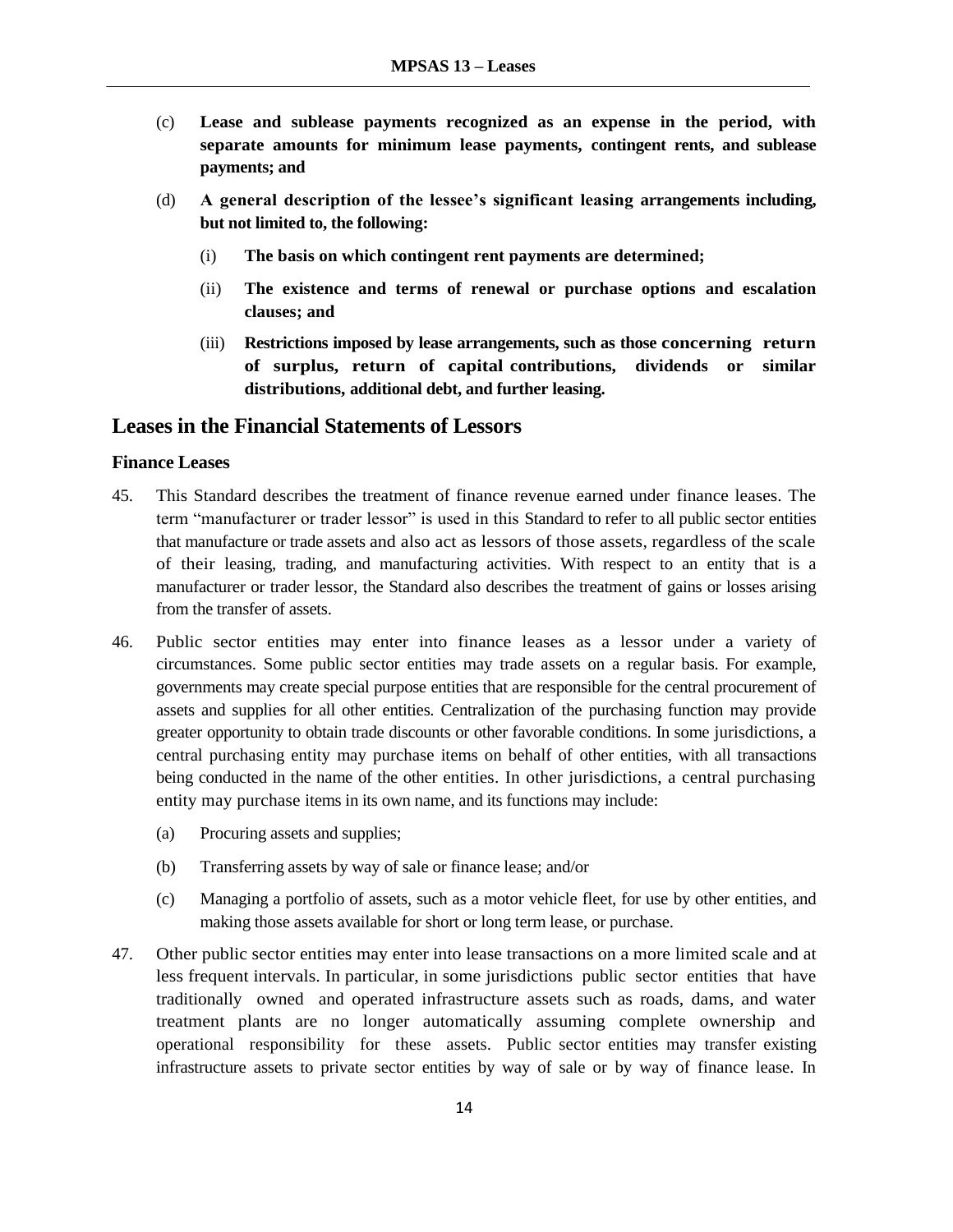(c) **Lease and sublease payments recognized as an expense in the period, with separate amounts for minimum lease payments, contingent rents, and sublease payments; and**

(d) **A general description of the lessee's significant leasing arrangements including, but not limited to, the following:**

   (i) **The basis on which contingent rent payments are determined;**

   (ii) **The existence and terms of renewal or purchase options and escalation clauses; and**

   (iii) **Restrictions imposed by lease arrangements, such as those concerning return of surplus, return of capital contributions, dividends or similar distributions, additional debt, and further leasing.**

## Leases in the Financial Statements of Lessors

### Finance Leases

45. This Standard describes the treatment of finance revenue earned under finance leases. The term "manufacturer or trader lessor" is used in this Standard to refer to all public sector entities that manufacture or trade assets and also act as lessors of those assets, regardless of the scale of their leasing, trading, and manufacturing activities. With respect to an entity that is a manufacturer or trader lessor, the Standard also describes the treatment of gains or losses arising from the transfer of assets.

46. Public sector entities may enter into finance leases as a lessor under a variety of circumstances. Some public sector entities may trade assets on a regular basis. For example, governments may create special purpose entities that are responsible for the central procurement of assets and supplies for all other entities. Centralization of the purchasing function may provide greater opportunity to obtain trade discounts or other favorable conditions. In some jurisdictions, a central purchasing entity may purchase items on behalf of other entities, with all transactions being conducted in the name of the other entities. In other jurisdictions, a central purchasing entity may purchase items in its own name, and its functions may include:

   (a) Procuring assets and supplies;

   (b) Transferring assets by way of sale or finance lease; and/or

   (c) Managing a portfolio of assets, such as a motor vehicle fleet, for use by other entities, and making those assets available for short or long term lease, or purchase.

47. Other public sector entities may enter into lease transactions on a more limited scale and at less frequent intervals. In particular, in some jurisdictions public sector entities that have traditionally owned and operated infrastructure assets such as roads, dams, and water treatment plants are no longer automatically assuming complete ownership and operational responsibility for these assets. Public sector entities may transfer existing infrastructure assets to private sector entities by way of sale or by way of finance lease. In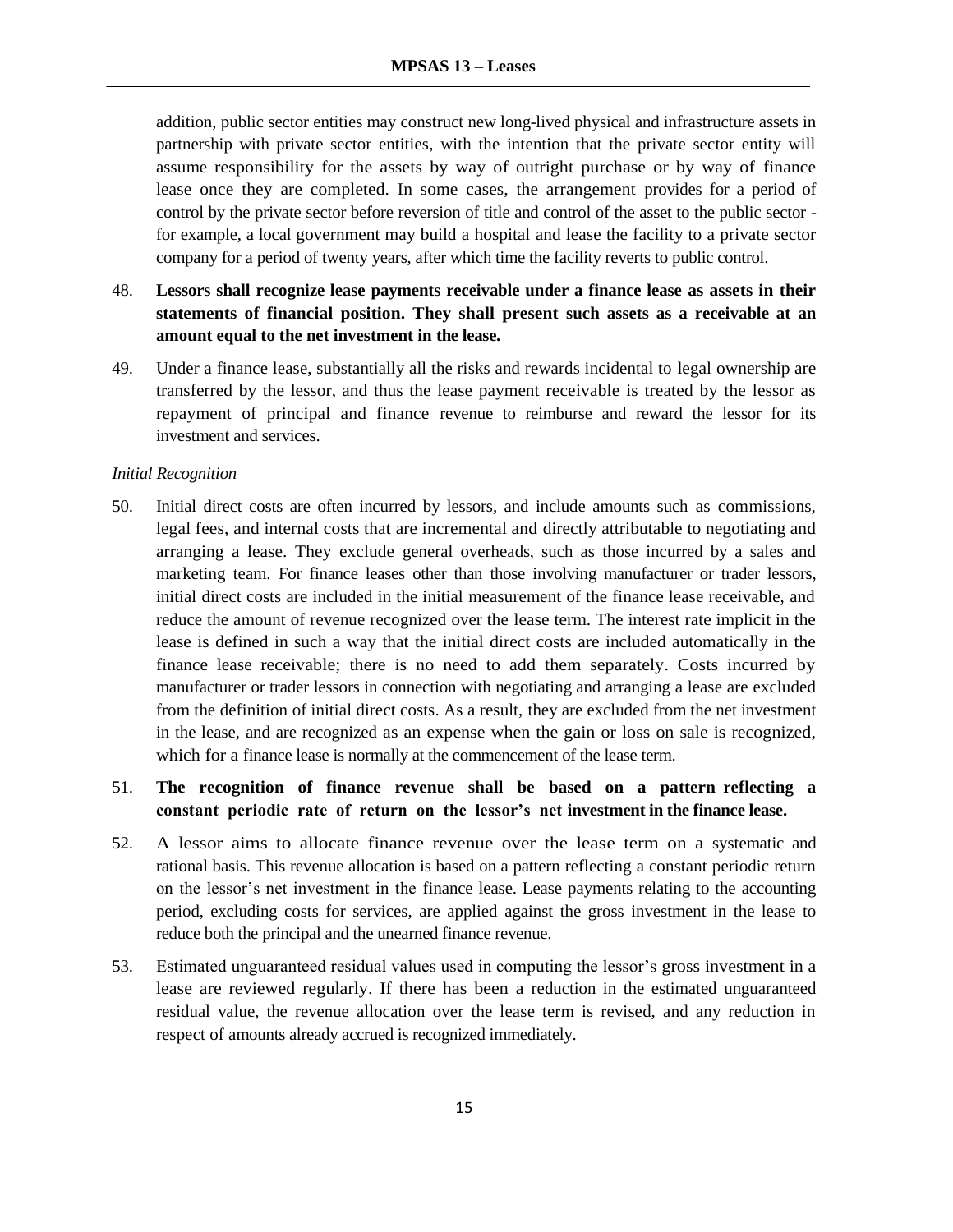addition, public sector entities may construct new long-lived physical and infrastructure assets in partnership with private sector entities, with the intention that the private sector entity will assume responsibility for the assets by way of outright purchase or by way of finance lease once they are completed. In some cases, the arrangement provides for a period of control by the private sector before reversion of title and control of the asset to the public sector - for example, a local government may build a hospital and lease the facility to a private sector company for a period of twenty years, after which time the facility reverts to public control.

48. **Lessors shall recognize lease payments receivable under a finance lease as assets in their statements of financial position. They shall present such assets as a receivable at an amount equal to the net investment in the lease.**

49. Under a finance lease, substantially all the risks and rewards incidental to legal ownership are transferred by the lessor, and thus the lease payment receivable is treated by the lessor as repayment of principal and finance revenue to reimburse and reward the lessor for its investment and services.

*Initial Recognition*

50. Initial direct costs are often incurred by lessors, and include amounts such as commissions, legal fees, and internal costs that are incremental and directly attributable to negotiating and arranging a lease. They exclude general overheads, such as those incurred by a sales and marketing team. For finance leases other than those involving manufacturer or trader lessors, initial direct costs are included in the initial measurement of the finance lease receivable, and reduce the amount of revenue recognized over the lease term. The interest rate implicit in the lease is defined in such a way that the initial direct costs are included automatically in the finance lease receivable; there is no need to add them separately. Costs incurred by manufacturer or trader lessors in connection with negotiating and arranging a lease are excluded from the definition of initial direct costs. As a result, they are excluded from the net investment in the lease, and are recognized as an expense when the gain or loss on sale is recognized, which for a finance lease is normally at the commencement of the lease term.

51. **The recognition of finance revenue shall be based on a pattern reflecting a constant periodic rate of return on the lessor's net investment in the finance lease.**

52. A lessor aims to allocate finance revenue over the lease term on a systematic and rational basis. This revenue allocation is based on a pattern reflecting a constant periodic return on the lessor's net investment in the finance lease. Lease payments relating to the accounting period, excluding costs for services, are applied against the gross investment in the lease to reduce both the principal and the unearned finance revenue.

53. Estimated unguaranteed residual values used in computing the lessor's gross investment in a lease are reviewed regularly. If there has been a reduction in the estimated unguaranteed residual value, the revenue allocation over the lease term is revised, and any reduction in respect of amounts already accrued is recognized immediately.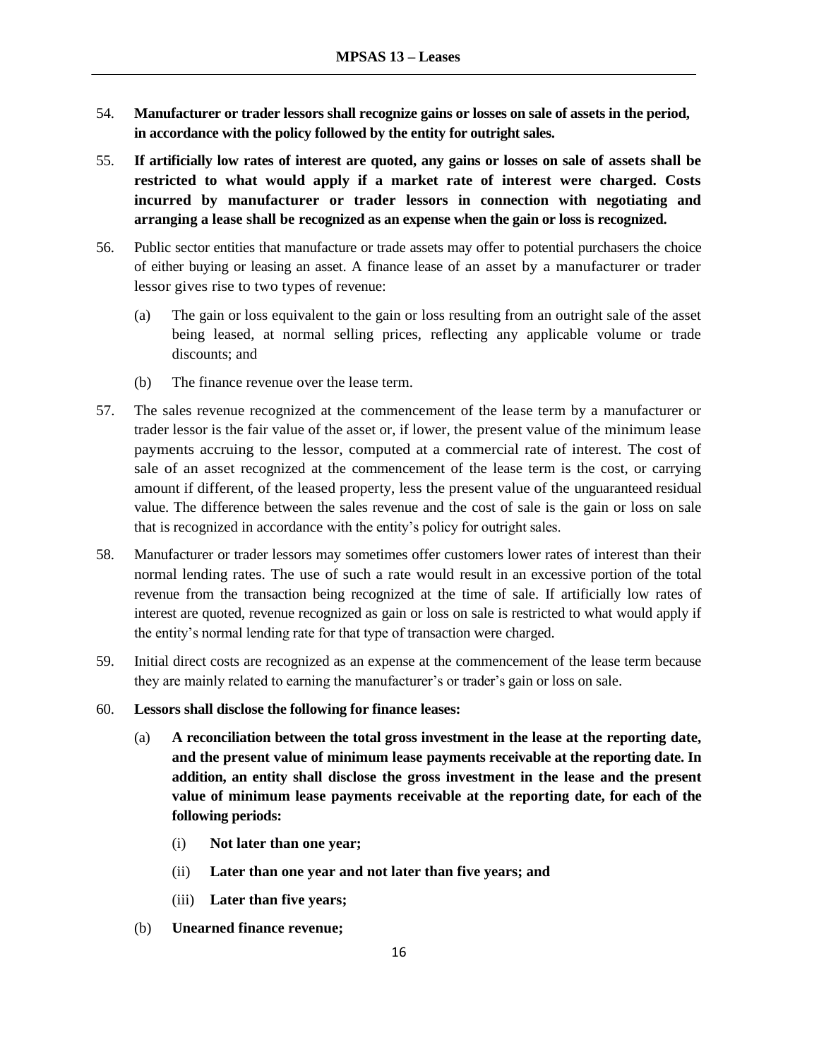54. **Manufacturer or trader lessors shall recognize gains or losses on sale of assets in the period, in accordance with the policy followed by the entity for outright sales.**

55. **If artificially low rates of interest are quoted, any gains or losses on sale of assets shall be restricted to what would apply if a market rate of interest were charged. Costs incurred by manufacturer or trader lessors in connection with negotiating and arranging a lease shall be recognized as an expense when the gain or loss is recognized.**

56. Public sector entities that manufacture or trade assets may offer to potential purchasers the choice of either buying or leasing an asset. A finance lease of an asset by a manufacturer or trader lessor gives rise to two types of revenue:

    (a) The gain or loss equivalent to the gain or loss resulting from an outright sale of the asset being leased, at normal selling prices, reflecting any applicable volume or trade discounts; and

    (b) The finance revenue over the lease term.

57. The sales revenue recognized at the commencement of the lease term by a manufacturer or trader lessor is the fair value of the asset or, if lower, the present value of the minimum lease payments accruing to the lessor, computed at a commercial rate of interest. The cost of sale of an asset recognized at the commencement of the lease term is the cost, or carrying amount if different, of the leased property, less the present value of the unguaranteed residual value. The difference between the sales revenue and the cost of sale is the gain or loss on sale that is recognized in accordance with the entity's policy for outright sales.

58. Manufacturer or trader lessors may sometimes offer customers lower rates of interest than their normal lending rates. The use of such a rate would result in an excessive portion of the total revenue from the transaction being recognized at the time of sale. If artificially low rates of interest are quoted, revenue recognized as gain or loss on sale is restricted to what would apply if the entity's normal lending rate for that type of transaction were charged.

59. Initial direct costs are recognized as an expense at the commencement of the lease term because they are mainly related to earning the manufacturer's or trader's gain or loss on sale.

60. **Lessors shall disclose the following for finance leases:**

    (a) **A reconciliation between the total gross investment in the lease at the reporting date, and the present value of minimum lease payments receivable at the reporting date. In addition, an entity shall disclose the gross investment in the lease and the present value of minimum lease payments receivable at the reporting date, for each of the following periods:**

        (i) **Not later than one year;**

        (ii) **Later than one year and not later than five years; and**

        (iii) **Later than five years;**

    (b) **Unearned finance revenue;**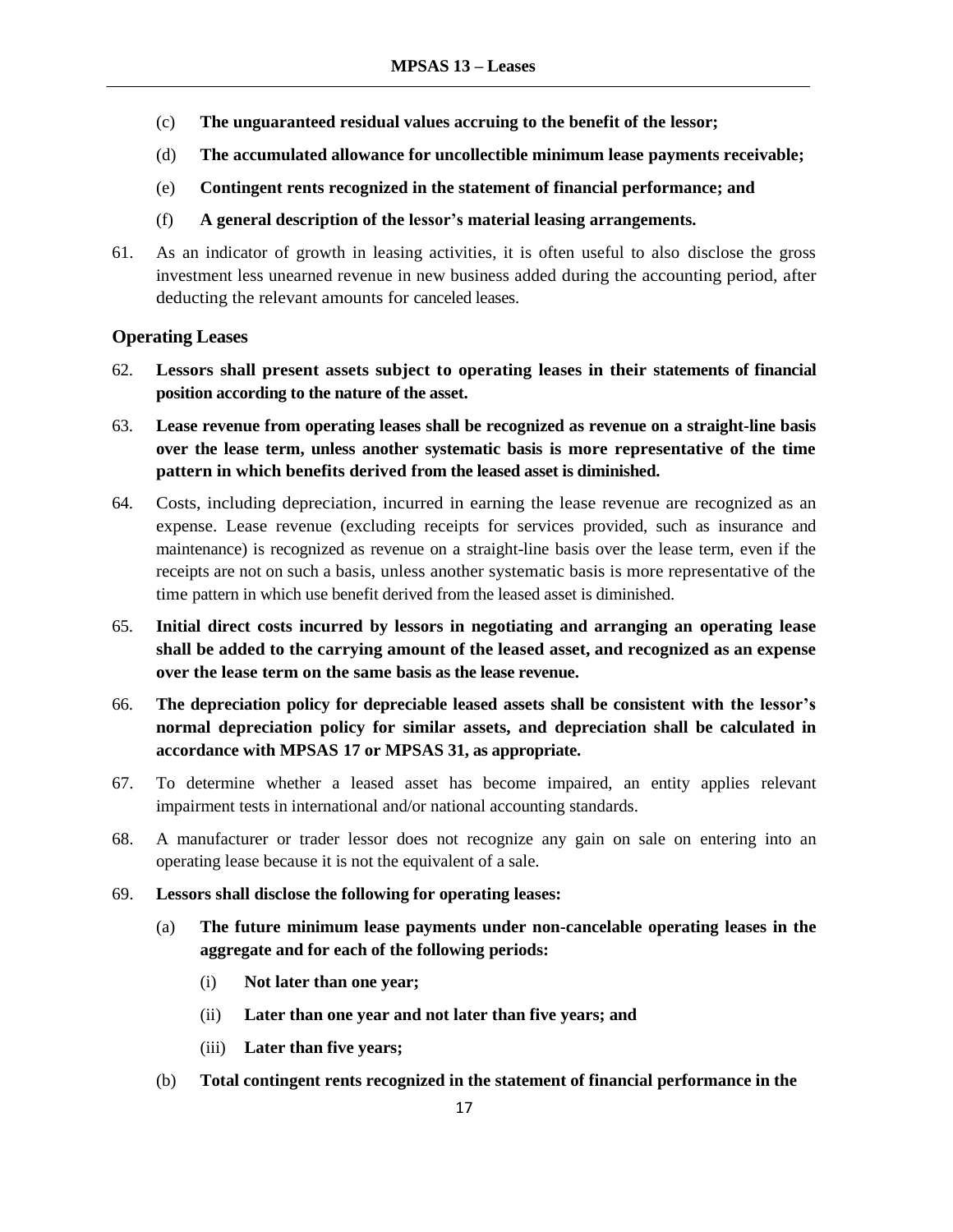(c) **The unguaranteed residual values accruing to the benefit of the lessor;**

(d) **The accumulated allowance for uncollectible minimum lease payments receivable;**

(e) **Contingent rents recognized in the statement of financial performance; and**

(f) **A general description of the lessor's material leasing arrangements.**

61. As an indicator of growth in leasing activities, it is often useful to also disclose the gross investment less unearned revenue in new business added during the accounting period, after deducting the relevant amounts for canceled leases.

### Operating Leases

62. **Lessors shall present assets subject to operating leases in their statements of financial position according to the nature of the asset.**

63. **Lease revenue from operating leases shall be recognized as revenue on a straight-line basis over the lease term, unless another systematic basis is more representative of the time pattern in which benefits derived from the leased asset is diminished.**

64. Costs, including depreciation, incurred in earning the lease revenue are recognized as an expense. Lease revenue (excluding receipts for services provided, such as insurance and maintenance) is recognized as revenue on a straight-line basis over the lease term, even if the receipts are not on such a basis, unless another systematic basis is more representative of the time pattern in which use benefit derived from the leased asset is diminished.

65. **Initial direct costs incurred by lessors in negotiating and arranging an operating lease shall be added to the carrying amount of the leased asset, and recognized as an expense over the lease term on the same basis as the lease revenue.**

66. **The depreciation policy for depreciable leased assets shall be consistent with the lessor's normal depreciation policy for similar assets, and depreciation shall be calculated in accordance with MPSAS 17 or MPSAS 31, as appropriate.**

67. To determine whether a leased asset has become impaired, an entity applies relevant impairment tests in international and/or national accounting standards.

68. A manufacturer or trader lessor does not recognize any gain on sale on entering into an operating lease because it is not the equivalent of a sale.

69. **Lessors shall disclose the following for operating leases:**

   (a) **The future minimum lease payments under non-cancelable operating leases in the aggregate and for each of the following periods:**

      (i) **Not later than one year;**

      (ii) **Later than one year and not later than five years; and**

      (iii) **Later than five years;**

   (b) **Total contingent rents recognized in the statement of financial performance in the**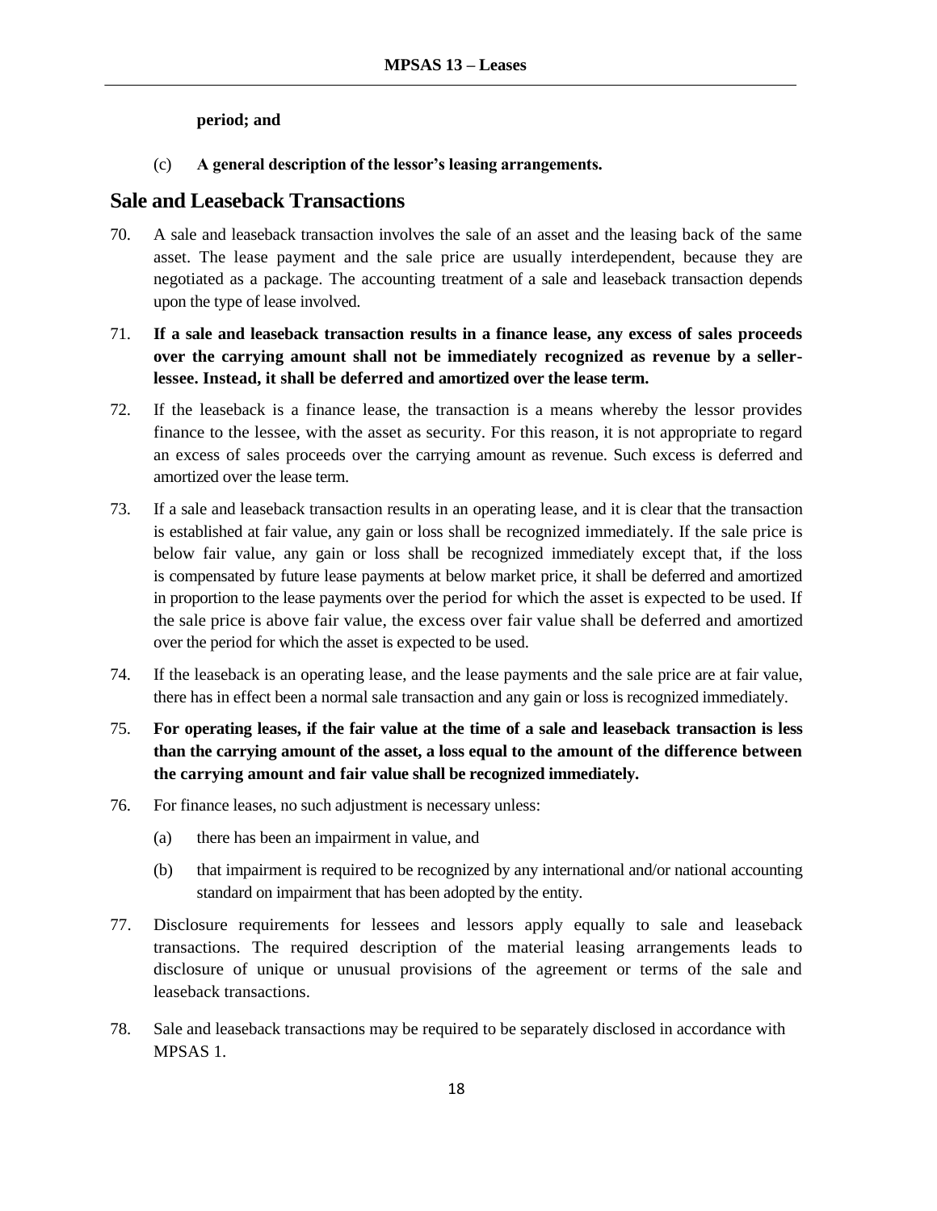**period; and**

(c) **A general description of the lessor's leasing arrangements.**

## Sale and Leaseback Transactions

70. A sale and leaseback transaction involves the sale of an asset and the leasing back of the same asset. The lease payment and the sale price are usually interdependent, because they are negotiated as a package. The accounting treatment of a sale and leaseback transaction depends upon the type of lease involved.

71. **If a sale and leaseback transaction results in a finance lease, any excess of sales proceeds over the carrying amount shall not be immediately recognized as revenue by a seller-lessee. Instead, it shall be deferred and amortized over the lease term.**

72. If the leaseback is a finance lease, the transaction is a means whereby the lessor provides finance to the lessee, with the asset as security. For this reason, it is not appropriate to regard an excess of sales proceeds over the carrying amount as revenue. Such excess is deferred and amortized over the lease term.

73. If a sale and leaseback transaction results in an operating lease, and it is clear that the transaction is established at fair value, any gain or loss shall be recognized immediately. If the sale price is below fair value, any gain or loss shall be recognized immediately except that, if the loss is compensated by future lease payments at below market price, it shall be deferred and amortized in proportion to the lease payments over the period for which the asset is expected to be used. If the sale price is above fair value, the excess over fair value shall be deferred and amortized over the period for which the asset is expected to be used.

74. If the leaseback is an operating lease, and the lease payments and the sale price are at fair value, there has in effect been a normal sale transaction and any gain or loss is recognized immediately.

75. **For operating leases, if the fair value at the time of a sale and leaseback transaction is less than the carrying amount of the asset, a loss equal to the amount of the difference between the carrying amount and fair value shall be recognized immediately.**

76. For finance leases, no such adjustment is necessary unless:

    (a) there has been an impairment in value, and

    (b) that impairment is required to be recognized by any international and/or national accounting standard on impairment that has been adopted by the entity.

77. Disclosure requirements for lessees and lessors apply equally to sale and leaseback transactions. The required description of the material leasing arrangements leads to disclosure of unique or unusual provisions of the agreement or terms of the sale and leaseback transactions.

78. Sale and leaseback transactions may be required to be separately disclosed in accordance with MPSAS 1.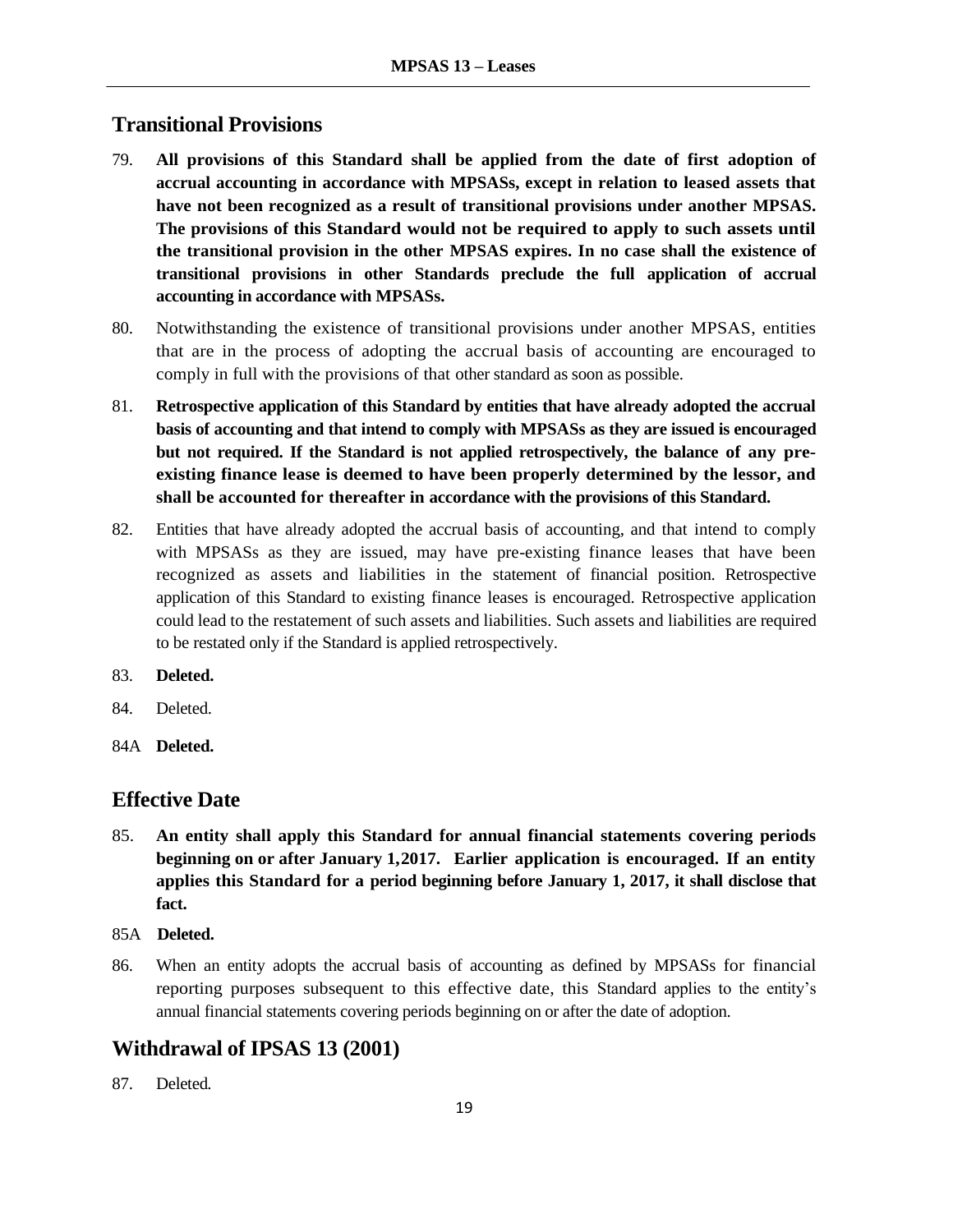## Transitional Provisions

79. **All provisions of this Standard shall be applied from the date of first adoption of accrual accounting in accordance with MPSASs, except in relation to leased assets that have not been recognized as a result of transitional provisions under another MPSAS. The provisions of this Standard would not be required to apply to such assets until the transitional provision in the other MPSAS expires. In no case shall the existence of transitional provisions in other Standards preclude the full application of accrual accounting in accordance with MPSASs.**

80. Notwithstanding the existence of transitional provisions under another MPSAS, entities that are in the process of adopting the accrual basis of accounting are encouraged to comply in full with the provisions of that other standard as soon as possible.

81. **Retrospective application of this Standard by entities that have already adopted the accrual basis of accounting and that intend to comply with MPSASs as they are issued is encouraged but not required. If the Standard is not applied retrospectively, the balance of any pre-existing finance lease is deemed to have been properly determined by the lessor, and shall be accounted for thereafter in accordance with the provisions of this Standard.**

82. Entities that have already adopted the accrual basis of accounting, and that intend to comply with MPSASs as they are issued, may have pre-existing finance leases that have been recognized as assets and liabilities in the statement of financial position. Retrospective application of this Standard to existing finance leases is encouraged. Retrospective application could lead to the restatement of such assets and liabilities. Such assets and liabilities are required to be restated only if the Standard is applied retrospectively.

83. **Deleted.**

84. Deleted.

84A **Deleted.**

## Effective Date

85. **An entity shall apply this Standard for annual financial statements covering periods beginning on or after January 1,2017. Earlier application is encouraged. If an entity applies this Standard for a period beginning before January 1, 2017, it shall disclose that fact.**

85A **Deleted.**

86. When an entity adopts the accrual basis of accounting as defined by MPSASs for financial reporting purposes subsequent to this effective date, this Standard applies to the entity's annual financial statements covering periods beginning on or after the date of adoption.

## Withdrawal of IPSAS 13 (2001)

87. Deleted.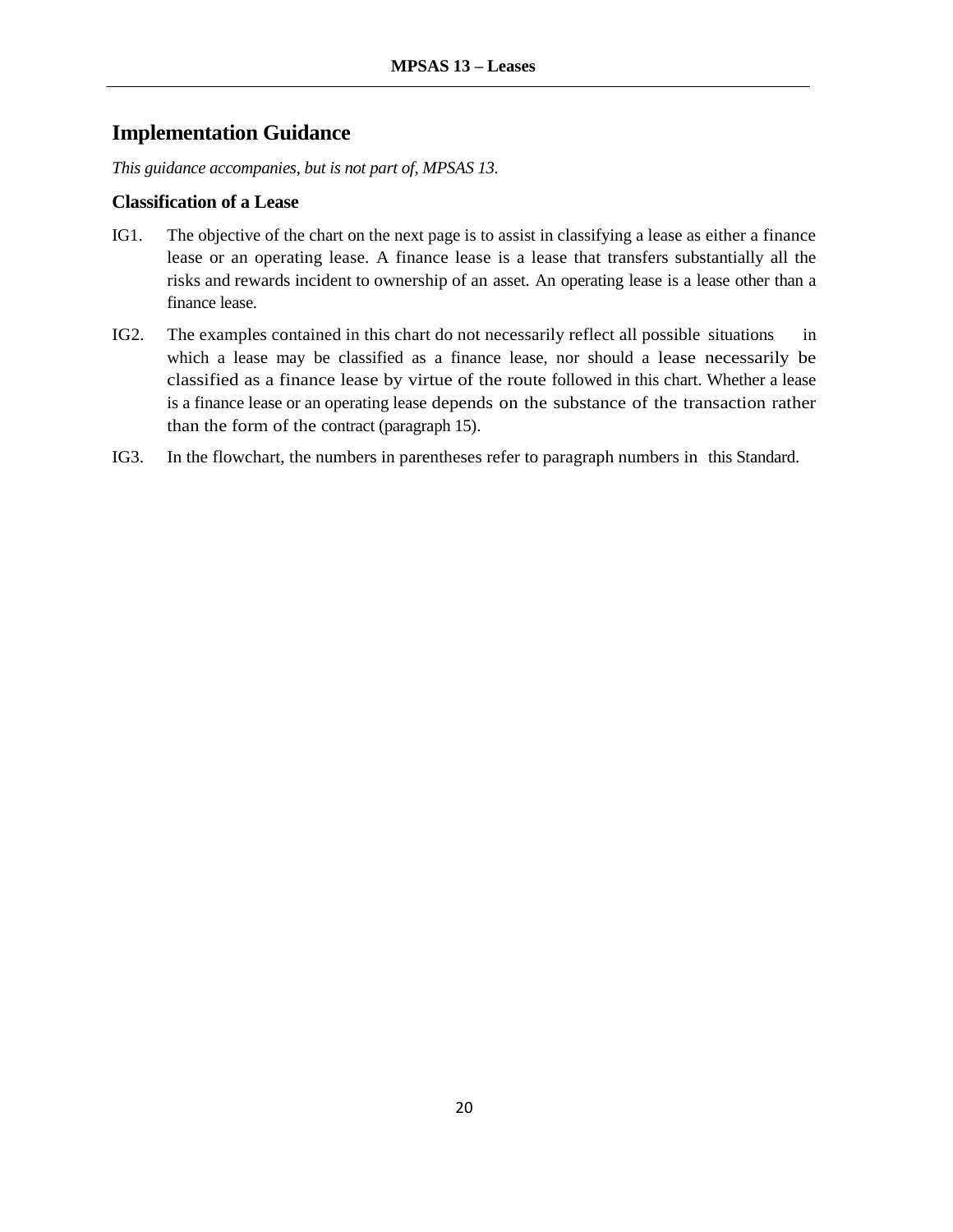## Implementation Guidance

*This guidance accompanies, but is not part of, MPSAS 13.*

### Classification of a Lease

IG1. The objective of the chart on the next page is to assist in classifying a lease as either a finance lease or an operating lease. A finance lease is a lease that transfers substantially all the risks and rewards incident to ownership of an asset. An operating lease is a lease other than a finance lease.

IG2. The examples contained in this chart do not necessarily reflect all possible situations in which a lease may be classified as a finance lease, nor should a lease necessarily be classified as a finance lease by virtue of the route followed in this chart. Whether a lease is a finance lease or an operating lease depends on the substance of the transaction rather than the form of the contract (paragraph 15).

IG3. In the flowchart, the numbers in parentheses refer to paragraph numbers in this Standard.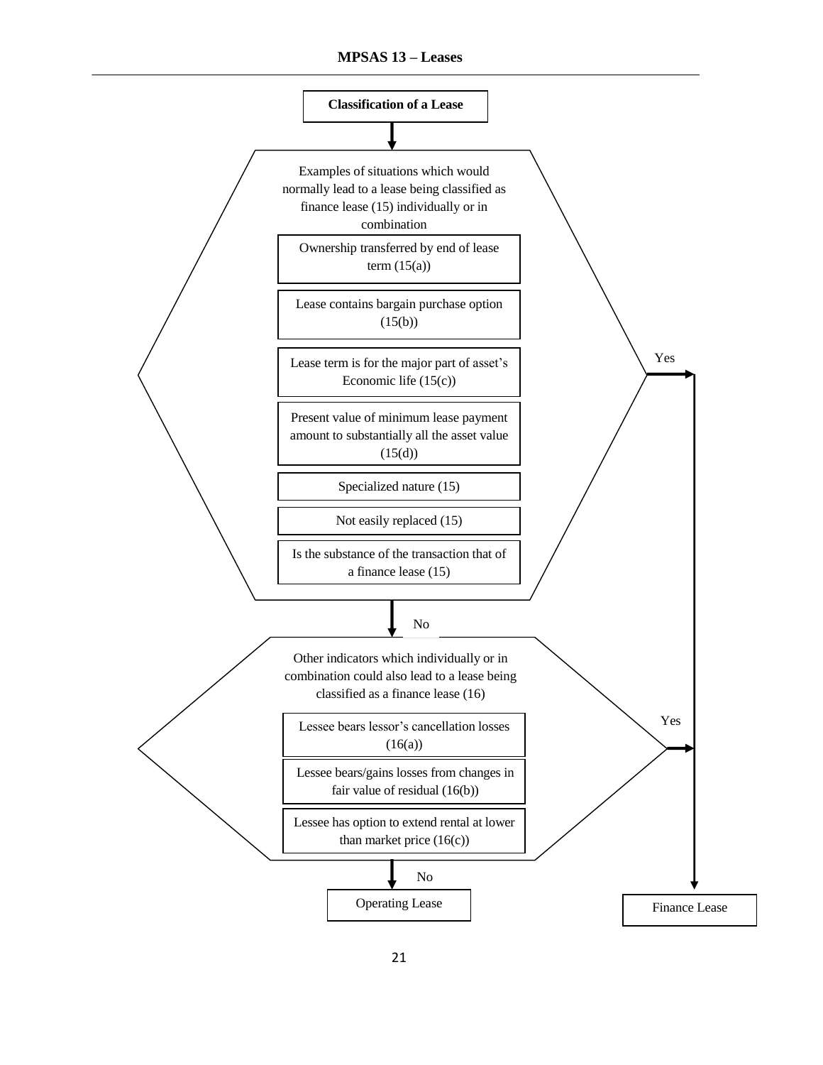**Classification of a Lease**

Examples of situations which would normally lead to a lease being classified as finance lease (15) individually or in combination

- Ownership transferred by end of lease term (15(a))
- Lease contains bargain purchase option (15(b))
- Lease term is for the major part of asset's Economic life (15(c))
- Present value of minimum lease payment amount to substantially all the asset value (15(d))
- Specialized nature (15)
- Not easily replaced (15)
- Is the substance of the transaction that of a finance lease (15)

Yes → Finance Lease

No ↓

Other indicators which individually or in combination could also lead to a lease being classified as a finance lease (16)

- Lessee bears lessor's cancellation losses (16(a))
- Lessee bears/gains losses from changes in fair value of residual (16(b))
- Lessee has option to extend rental at lower than market price (16(c))

Yes → Finance Lease

No → Operating Lease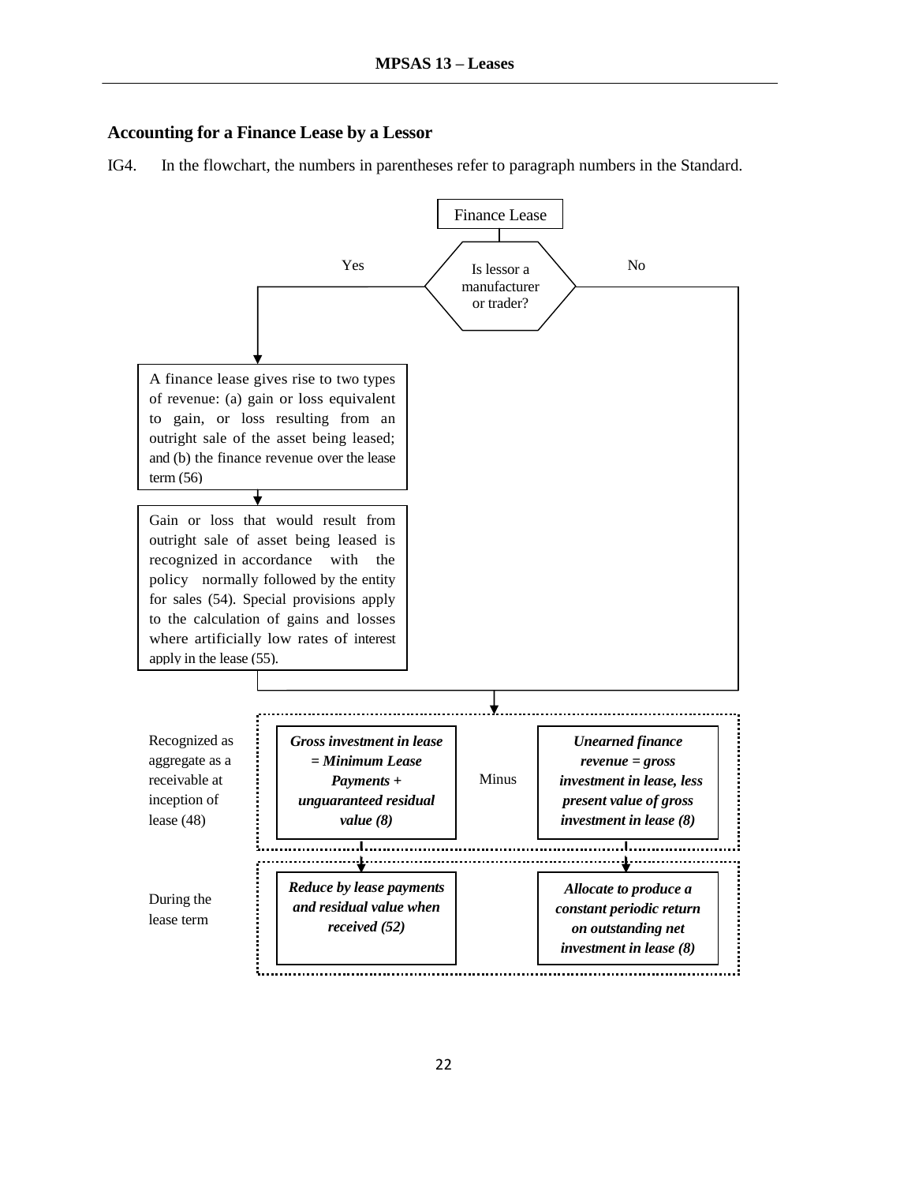## Accounting for a Finance Lease by a Lessor

IG4. In the flowchart, the numbers in parentheses refer to paragraph numbers in the Standard.

Finance Lease

Is lessor a manufacturer or trader?

Yes

A finance lease gives rise to two types of revenue: (a) gain or loss equivalent to gain, or loss resulting from an outright sale of the asset being leased; and (b) the finance revenue over the lease term (56)

Gain or loss that would result from outright sale of asset being leased is recognized in accordance with the policy normally followed by the entity for sales (54). Special provisions apply to the calculation of gains and losses where artificially low rates of interest apply in the lease (55).

No

| | | | |
|---|---|---|---|
| Recognized as aggregate as a receivable at inception of lease (48) | ***Gross investment in lease = Minimum Lease Payments + unguaranteed residual value (8)*** | Minus | ***Unearned finance revenue = gross investment in lease, less present value of gross investment in lease (8)*** |
| During the lease term | ***Reduce by lease payments and residual value when received (52)*** | | ***Allocate to produce a constant periodic return on outstanding net investment in lease (8)*** |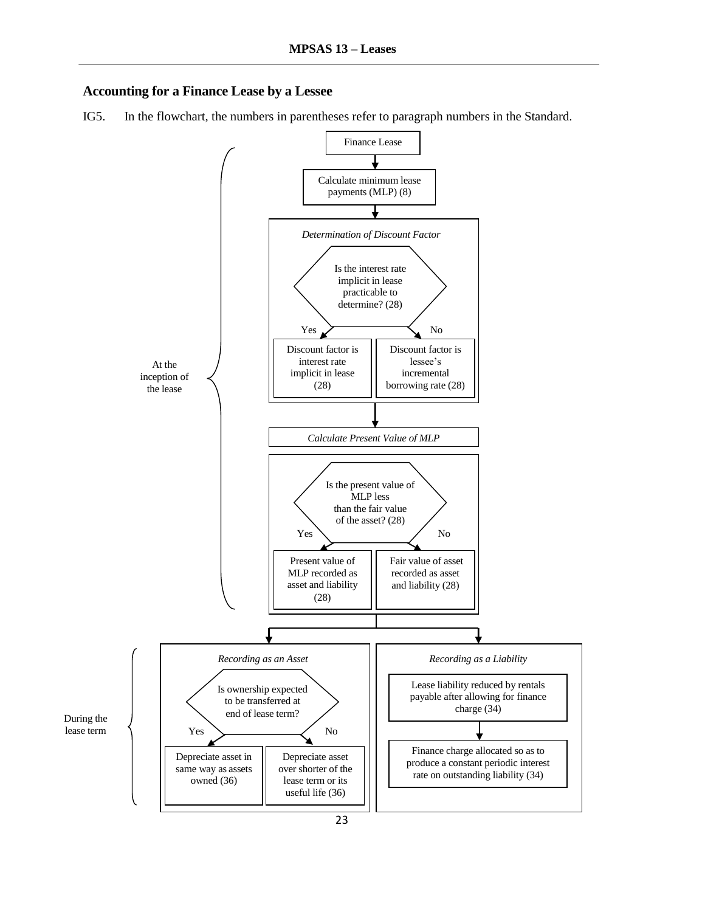## Accounting for a Finance Lease by a Lessee

IG5. In the flowchart, the numbers in parentheses refer to paragraph numbers in the Standard.

**At the inception of the lease**

Finance Lease

↓

Calculate minimum lease payments (MLP) (8)

↓

*Determination of Discount Factor*

Is the interest rate implicit in lease practicable to determine? (28)

- Yes → Discount factor is interest rate implicit in lease (28)
- No → Discount factor is lessee's incremental borrowing rate (28)

↓

*Calculate Present Value of MLP*

Is the present value of MLP less than the fair value of the asset? (28)

- Yes → Present value of MLP recorded as asset and liability (28)
- No → Fair value of asset recorded as asset and liability (28)

**During the lease term**

*Recording as an Asset*

Is ownership expected to be transferred at end of lease term?

- Yes → Depreciate asset in same way as assets owned (36)
- No → Depreciate asset over shorter of the lease term or its useful life (36)

*Recording as a Liability*

Lease liability reduced by rentals payable after allowing for finance charge (34)

↓

Finance charge allocated so as to produce a constant periodic interest rate on outstanding liability (34)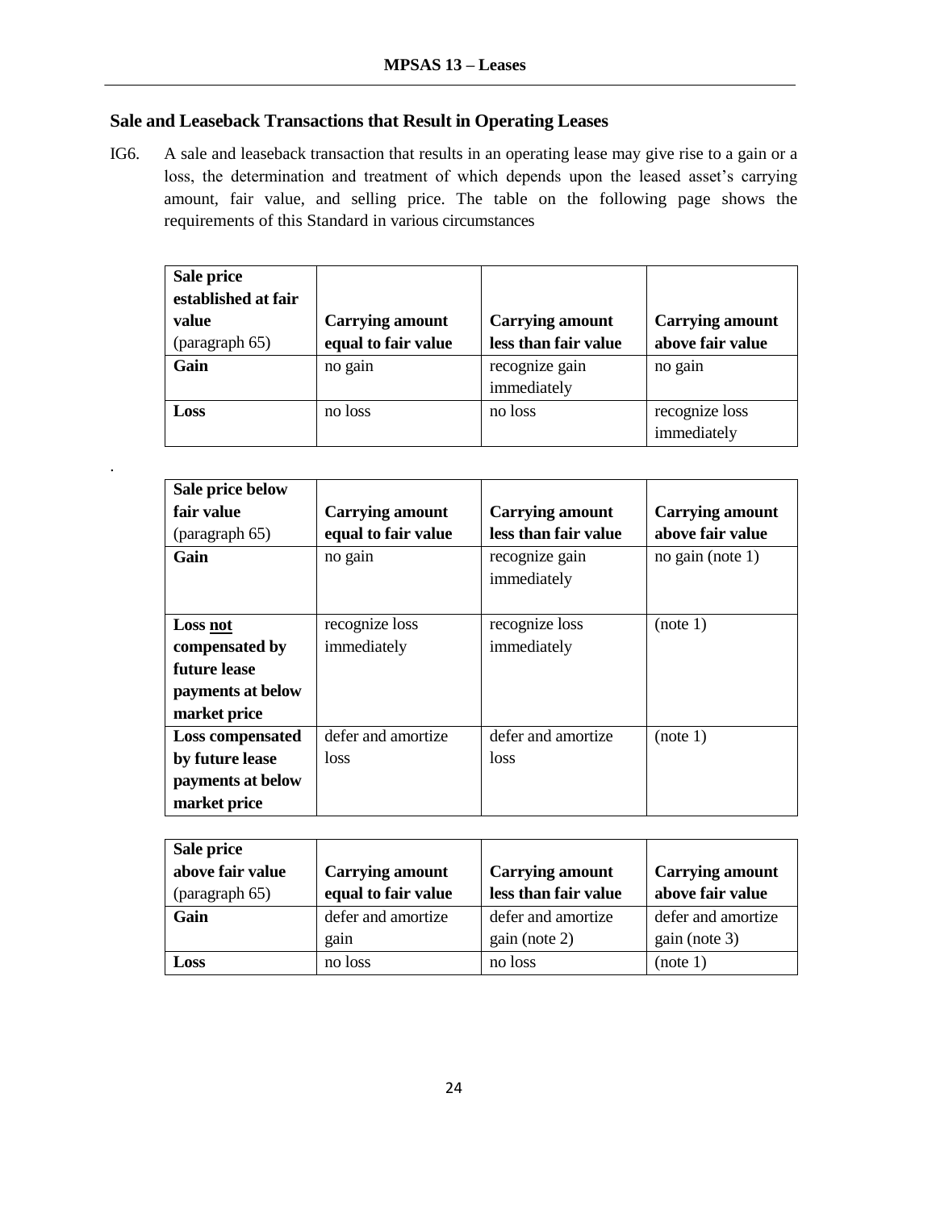## Sale and Leaseback Transactions that Result in Operating Leases

IG6. A sale and leaseback transaction that results in an operating lease may give rise to a gain or a loss, the determination and treatment of which depends upon the leased asset's carrying amount, fair value, and selling price. The table on the following page shows the requirements of this Standard in various circumstances

| **Sale price established at fair value** (paragraph 65) | **Carrying amount equal to fair value** | **Carrying amount less than fair value** | **Carrying amount above fair value** |
|---|---|---|---|
| **Gain** | no gain | recognize gain immediately | no gain |
| **Loss** | no loss | no loss | recognize loss immediately |

| **Sale price below fair value** (paragraph 65) | **Carrying amount equal to fair value** | **Carrying amount less than fair value** | **Carrying amount above fair value** |
|---|---|---|---|
| **Gain** | no gain | recognize gain immediately | no gain (note 1) |
| **Loss <u>not</u> compensated by future lease payments at below market price** | recognize loss immediately | recognize loss immediately | (note 1) |
| **Loss compensated by future lease payments at below market price** | defer and amortize loss | defer and amortize loss | (note 1) |

| **Sale price above fair value** (paragraph 65) | **Carrying amount equal to fair value** | **Carrying amount less than fair value** | **Carrying amount above fair value** |
|---|---|---|---|
| **Gain** | defer and amortize gain | defer and amortize gain (note 2) | defer and amortize gain (note 3) |
| **Loss** | no loss | no loss | (note 1) |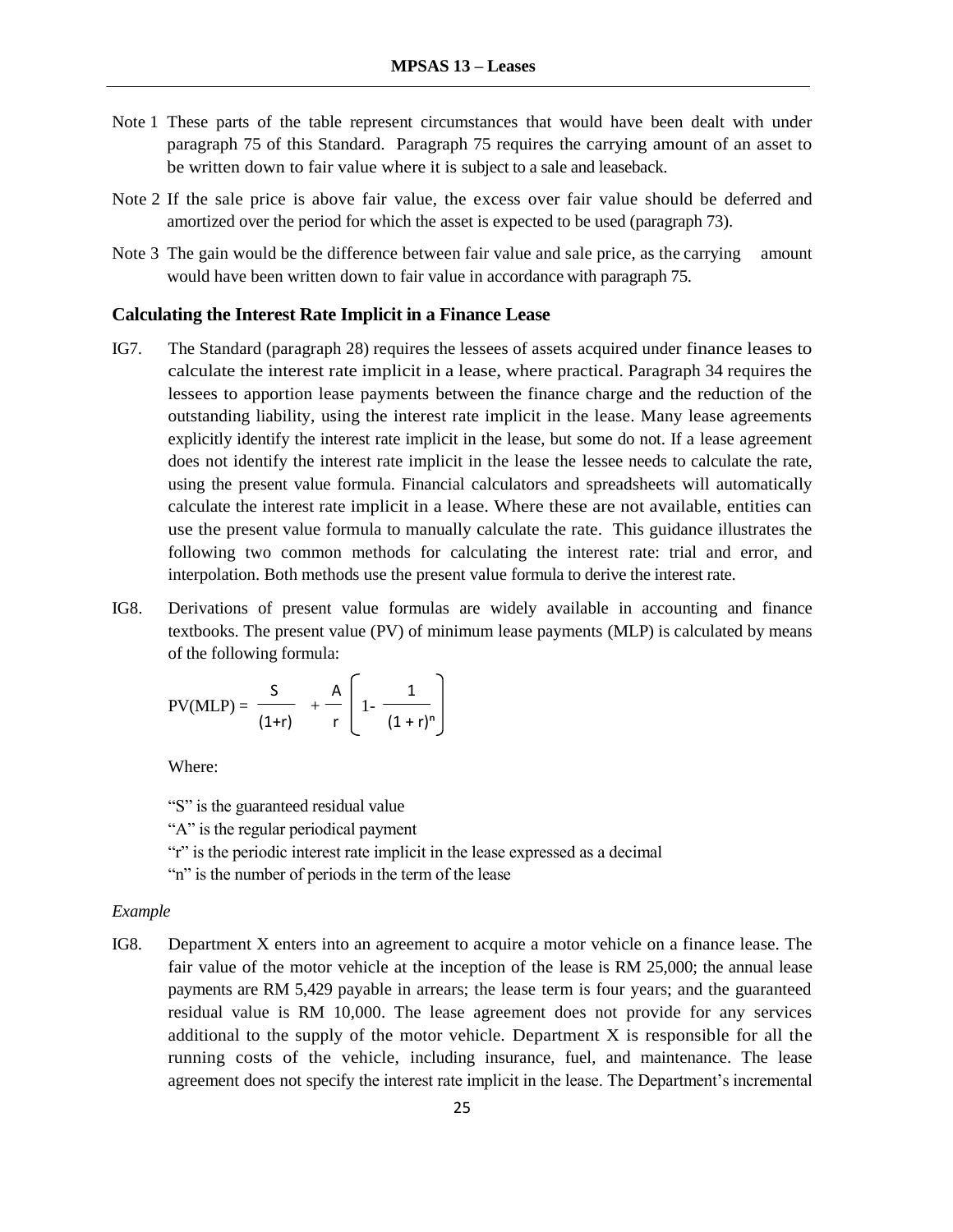Note 1 These parts of the table represent circumstances that would have been dealt with under paragraph 75 of this Standard. Paragraph 75 requires the carrying amount of an asset to be written down to fair value where it is subject to a sale and leaseback.

Note 2 If the sale price is above fair value, the excess over fair value should be deferred and amortized over the period for which the asset is expected to be used (paragraph 73).

Note 3 The gain would be the difference between fair value and sale price, as the carrying amount would have been written down to fair value in accordance with paragraph 75.

### Calculating the Interest Rate Implicit in a Finance Lease

IG7. The Standard (paragraph 28) requires the lessees of assets acquired under finance leases to calculate the interest rate implicit in a lease, where practical. Paragraph 34 requires the lessees to apportion lease payments between the finance charge and the reduction of the outstanding liability, using the interest rate implicit in the lease. Many lease agreements explicitly identify the interest rate implicit in the lease, but some do not. If a lease agreement does not identify the interest rate implicit in the lease the lessee needs to calculate the rate, using the present value formula. Financial calculators and spreadsheets will automatically calculate the interest rate implicit in a lease. Where these are not available, entities can use the present value formula to manually calculate the rate. This guidance illustrates the following two common methods for calculating the interest rate: trial and error, and interpolation. Both methods use the present value formula to derive the interest rate.

IG8. Derivations of present value formulas are widely available in accounting and finance textbooks. The present value (PV) of minimum lease payments (MLP) is calculated by means of the following formula:

$$PV(MLP) = \frac{S}{(1+r)} + \frac{A}{r}\left[1 - \frac{1}{(1+r)^n}\right]$$

Where:

"S" is the guaranteed residual value

"A" is the regular periodical payment

"r" is the periodic interest rate implicit in the lease expressed as a decimal

"n" is the number of periods in the term of the lease

*Example*

IG8. Department X enters into an agreement to acquire a motor vehicle on a finance lease. The fair value of the motor vehicle at the inception of the lease is RM 25,000; the annual lease payments are RM 5,429 payable in arrears; the lease term is four years; and the guaranteed residual value is RM 10,000. The lease agreement does not provide for any services additional to the supply of the motor vehicle. Department X is responsible for all the running costs of the vehicle, including insurance, fuel, and maintenance. The lease agreement does not specify the interest rate implicit in the lease. The Department's incremental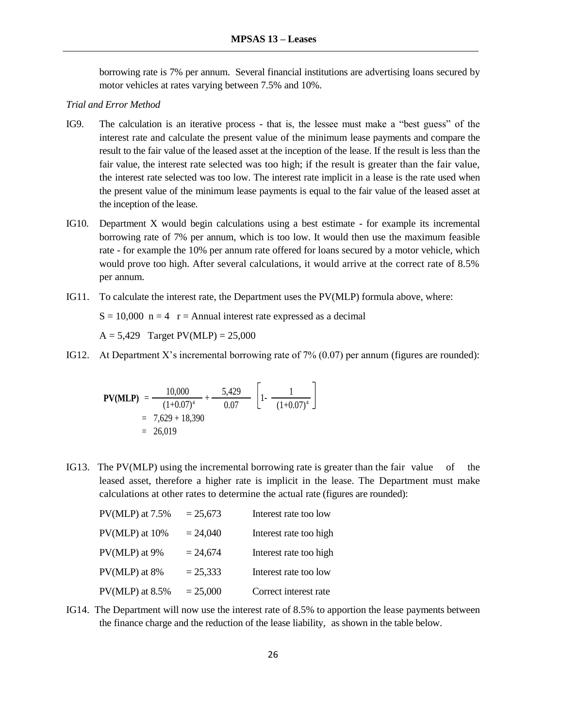borrowing rate is 7% per annum. Several financial institutions are advertising loans secured by motor vehicles at rates varying between 7.5% and 10%.

*Trial and Error Method*

IG9. The calculation is an iterative process - that is, the lessee must make a "best guess" of the interest rate and calculate the present value of the minimum lease payments and compare the result to the fair value of the leased asset at the inception of the lease. If the result is less than the fair value, the interest rate selected was too high; if the result is greater than the fair value, the interest rate selected was too low. The interest rate implicit in a lease is the rate used when the present value of the minimum lease payments is equal to the fair value of the leased asset at the inception of the lease.

IG10. Department X would begin calculations using a best estimate - for example its incremental borrowing rate of 7% per annum, which is too low. It would then use the maximum feasible rate - for example the 10% per annum rate offered for loans secured by a motor vehicle, which would prove too high. After several calculations, it would arrive at the correct rate of 8.5% per annum.

IG11. To calculate the interest rate, the Department uses the PV(MLP) formula above, where:

$S = 10{,}000$ $n = 4$ $r$ = Annual interest rate expressed as a decimal

$A = 5{,}429$ Target PV(MLP) = 25,000

IG12. At Department X's incremental borrowing rate of 7% (0.07) per annum (figures are rounded):

$$\textbf{PV(MLP)} = \frac{10{,}000}{(1+0.07)^4} + \frac{5{,}429}{0.07}\left[1 - \frac{1}{(1+0.07)^4}\right]$$

$$= 7{,}629 + 18{,}390$$

$$= 26{,}019$$

IG13. The PV(MLP) using the incremental borrowing rate is greater than the fair value of the leased asset, therefore a higher rate is implicit in the lease. The Department must make calculations at other rates to determine the actual rate (figures are rounded):

| | | |
|---|---|---|
| PV(MLP) at 7.5% | = 25,673 | Interest rate too low |
| PV(MLP) at 10% | = 24,040 | Interest rate too high |
| PV(MLP) at 9% | = 24,674 | Interest rate too high |
| PV(MLP) at 8% | = 25,333 | Interest rate too low |
| PV(MLP) at 8.5% | = 25,000 | Correct interest rate |

IG14. The Department will now use the interest rate of 8.5% to apportion the lease payments between the finance charge and the reduction of the lease liability, as shown in the table below.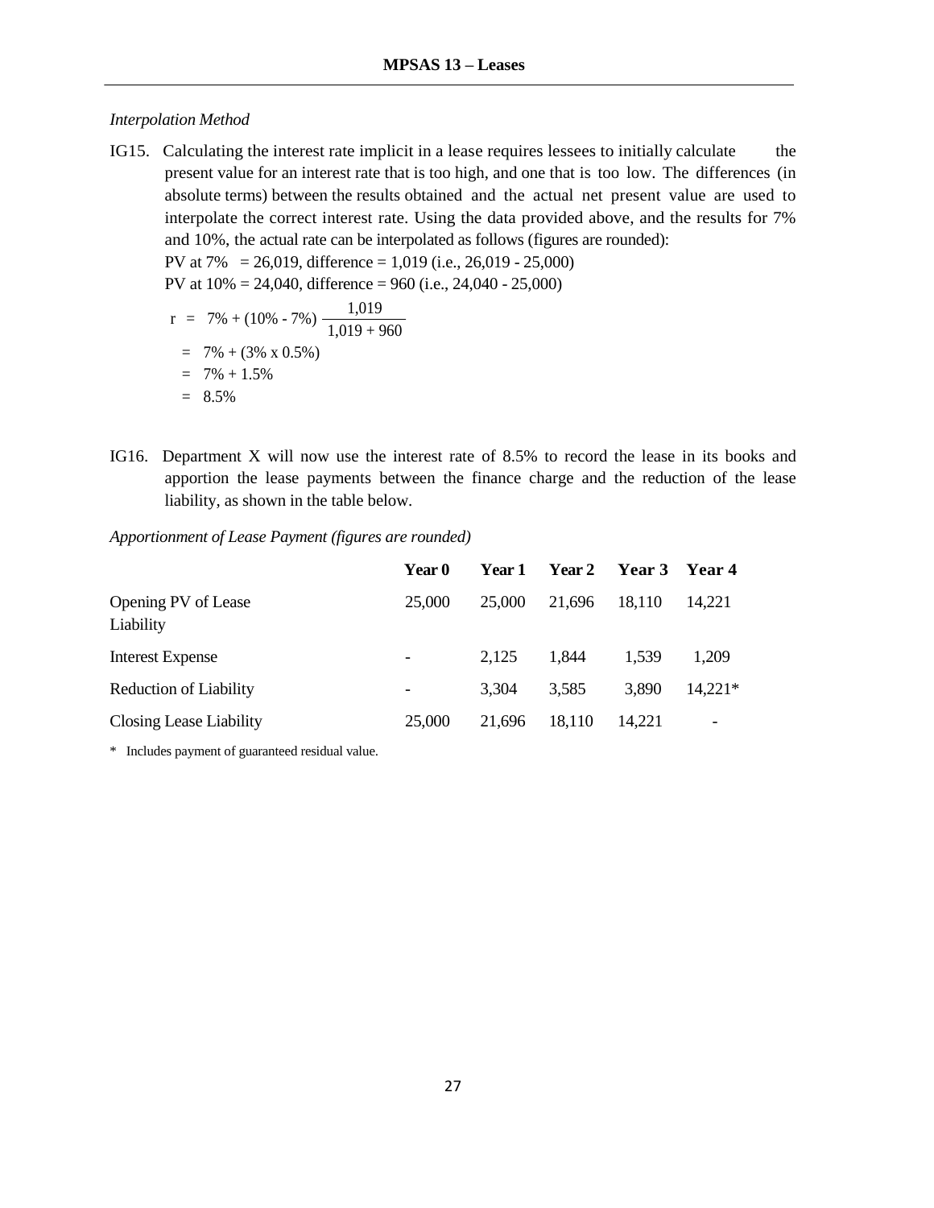*Interpolation Method*

IG15. Calculating the interest rate implicit in a lease requires lessees to initially calculate the present value for an interest rate that is too high, and one that is too low. The differences (in absolute terms) between the results obtained and the actual net present value are used to interpolate the correct interest rate. Using the data provided above, and the results for 7% and 10%, the actual rate can be interpolated as follows (figures are rounded):

PV at 7% = 26,019, difference = 1,019 (i.e., 26,019 - 25,000)

PV at 10% = 24,040, difference = 960 (i.e., 24,040 - 25,000)

$$
\begin{aligned}
r &= 7\% + (10\% - 7\%) \frac{1{,}019}{1{,}019 + 960} \\
&= 7\% + (3\% \text{ x } 0.5\%) \\
&= 7\% + 1.5\% \\
&= 8.5\%
\end{aligned}
$$

IG16. Department X will now use the interest rate of 8.5% to record the lease in its books and apportion the lease payments between the finance charge and the reduction of the lease liability, as shown in the table below.

*Apportionment of Lease Payment (figures are rounded)*

| | **Year 0** | **Year 1** | **Year 2** | **Year 3** | **Year 4** |
|---|---|---|---|---|---|
| Opening PV of Lease Liability | 25,000 | 25,000 | 21,696 | 18,110 | 14,221 |
| Interest Expense | - | 2,125 | 1,844 | 1,539 | 1,209 |
| Reduction of Liability | - | 3,304 | 3,585 | 3,890 | 14,221* |
| Closing Lease Liability | 25,000 | 21,696 | 18,110 | 14,221 | - |

\* Includes payment of guaranteed residual value.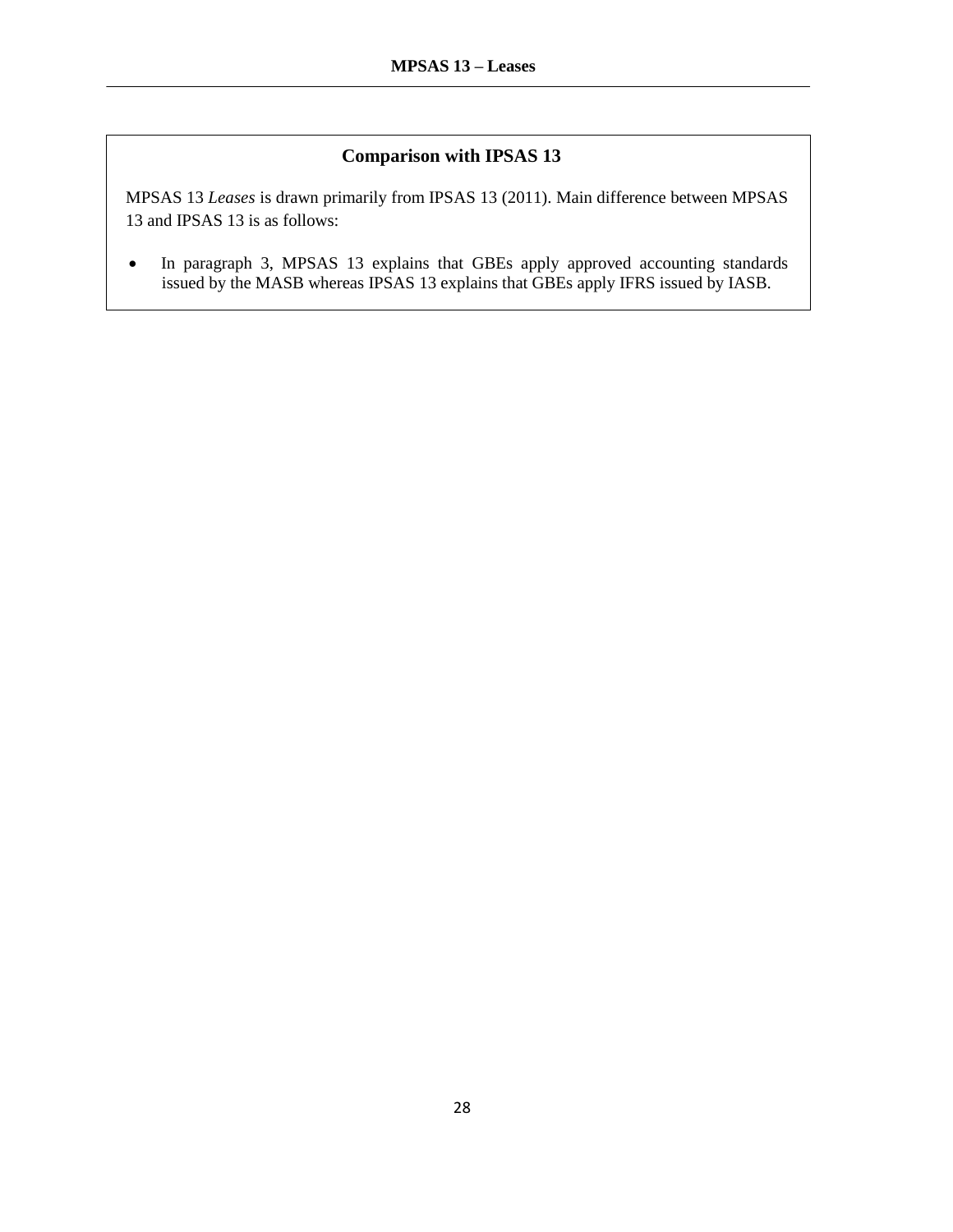## Comparison with IPSAS 13

MPSAS 13 *Leases* is drawn primarily from IPSAS 13 (2011). Main difference between MPSAS 13 and IPSAS 13 is as follows:

- In paragraph 3, MPSAS 13 explains that GBEs apply approved accounting standards issued by the MASB whereas IPSAS 13 explains that GBEs apply IFRS issued by IASB.